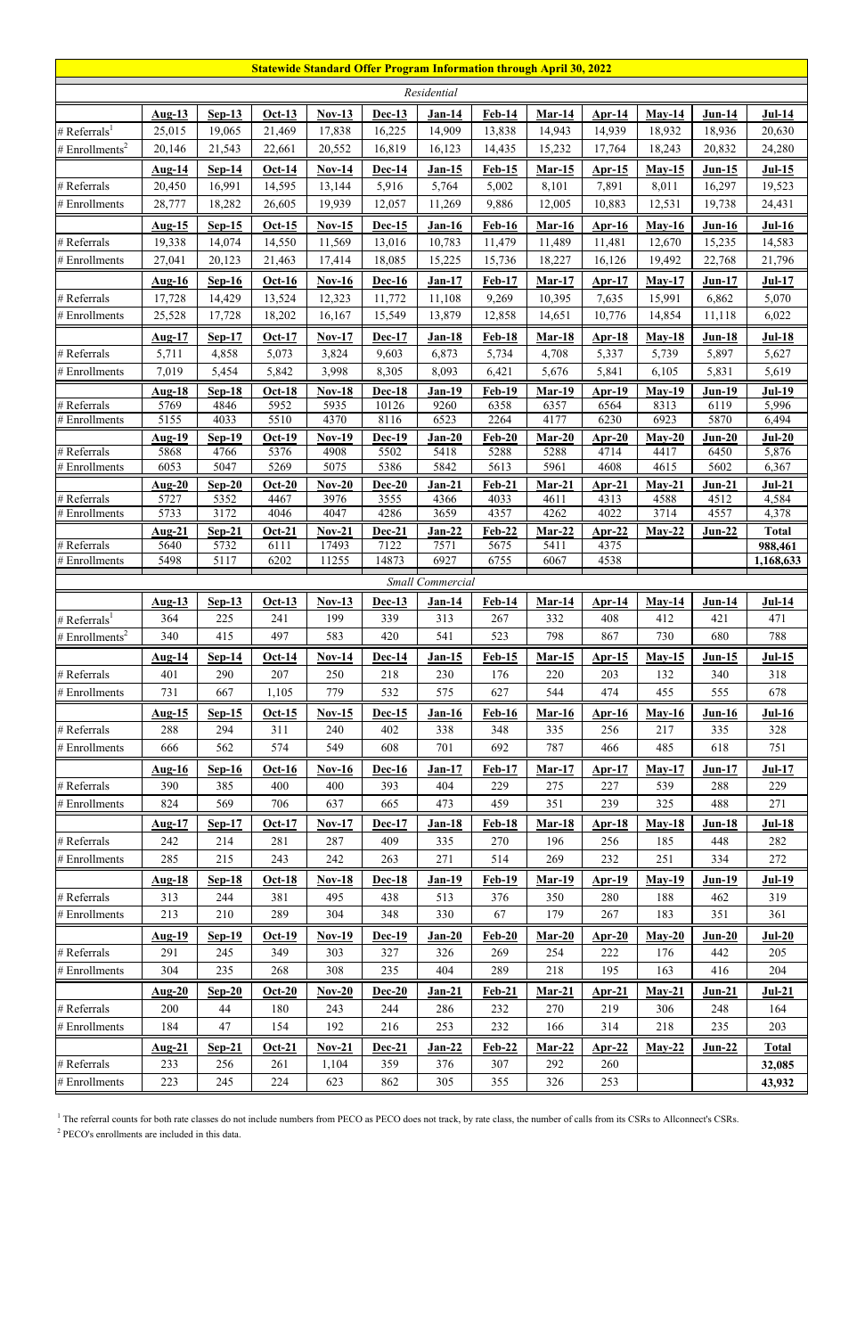# Statewide Standard Offer Program Information through April 30, 2022

## Residential

| | Aug-13 | Sep-13 | Oct-13 | Nov-13 | Dec-13 | Jan-14 | Feb-14 | Mar-14 | Apr-14 | May-14 | Jun-14 | Jul-14 |
|---|---|---|---|---|---|---|---|---|---|---|---|---|
| # Referrals[1] | 25,015 | 19,065 | 21,469 | 17,838 | 16,225 | 14,909 | 13,838 | 14,943 | 14,939 | 18,932 | 18,936 | 20,630 |
| # Enrollments[2] | 20,146 | 21,543 | 22,661 | 20,552 | 16,819 | 16,123 | 14,435 | 15,232 | 17,764 | 18,243 | 20,832 | 24,280 |
| | **Aug-14** | **Sep-14** | **Oct-14** | **Nov-14** | **Dec-14** | **Jan-15** | **Feb-15** | **Mar-15** | **Apr-15** | **May-15** | **Jun-15** | **Jul-15** |
| # Referrals | 20,450 | 16,991 | 14,595 | 13,144 | 5,916 | 5,764 | 5,002 | 8,101 | 7,891 | 8,011 | 16,297 | 19,523 |
| # Enrollments | 28,777 | 18,282 | 26,605 | 19,939 | 12,057 | 11,269 | 9,886 | 12,005 | 10,883 | 12,531 | 19,738 | 24,431 |
| | **Aug-15** | **Sep-15** | **Oct-15** | **Nov-15** | **Dec-15** | **Jan-16** | **Feb-16** | **Mar-16** | **Apr-16** | **May-16** | **Jun-16** | **Jul-16** |
| # Referrals | 19,338 | 14,074 | 14,550 | 11,569 | 13,016 | 10,783 | 11,479 | 11,489 | 11,481 | 12,670 | 15,235 | 14,583 |
| # Enrollments | 27,041 | 20,123 | 21,463 | 17,414 | 18,085 | 15,225 | 15,736 | 18,227 | 16,126 | 19,492 | 22,768 | 21,796 |
| | **Aug-16** | **Sep-16** | **Oct-16** | **Nov-16** | **Dec-16** | **Jan-17** | **Feb-17** | **Mar-17** | **Apr-17** | **May-17** | **Jun-17** | **Jul-17** |
| # Referrals | 17,728 | 14,429 | 13,524 | 12,323 | 11,772 | 11,108 | 9,269 | 10,395 | 7,635 | 15,991 | 6,862 | 5,070 |
| # Enrollments | 25,528 | 17,728 | 18,202 | 16,167 | 15,549 | 13,879 | 12,858 | 14,651 | 10,776 | 14,854 | 11,118 | 6,022 |
| | **Aug-17** | **Sep-17** | **Oct-17** | **Nov-17** | **Dec-17** | **Jan-18** | **Feb-18** | **Mar-18** | **Apr-18** | **May-18** | **Jun-18** | **Jul-18** |
| # Referrals | 5,711 | 4,858 | 5,073 | 3,824 | 9,603 | 6,873 | 5,734 | 4,708 | 5,337 | 5,739 | 5,897 | 5,627 |
| # Enrollments | 7,019 | 5,454 | 5,842 | 3,998 | 8,305 | 8,093 | 6,421 | 5,676 | 5,841 | 6,105 | 5,831 | 5,619 |
| | **Aug-18** | **Sep-18** | **Oct-18** | **Nov-18** | **Dec-18** | **Jan-19** | **Feb-19** | **Mar-19** | **Apr-19** | **May-19** | **Jun-19** | **Jul-19** |
| # Referrals | 5769 | 4846 | 5952 | 5935 | 10126 | 9260 | 6358 | 6357 | 6564 | 8313 | 6119 | 5,996 |
| # Enrollments | 5155 | 4033 | 5510 | 4370 | 8116 | 6523 | 2264 | 4177 | 6230 | 6923 | 5870 | 6,494 |
| | **Aug-19** | **Sep-19** | **Oct-19** | **Nov-19** | **Dec-19** | **Jan-20** | **Feb-20** | **Mar-20** | **Apr-20** | **May-20** | **Jun-20** | **Jul-20** |
| # Referrals | 5868 | 4766 | 5376 | 4908 | 5502 | 5418 | 5288 | 5288 | 4714 | 4417 | 6450 | 5,876 |
| # Enrollments | 6053 | 5047 | 5269 | 5075 | 5386 | 5842 | 5613 | 5961 | 4608 | 4615 | 5602 | 6,367 |
| | **Aug-20** | **Sep-20** | **Oct-20** | **Nov-20** | **Dec-20** | **Jan-21** | **Feb-21** | **Mar-21** | **Apr-21** | **May-21** | **Jun-21** | **Jul-21** |
| # Referrals | 5727 | 5352 | 4467 | 3976 | 3555 | 4366 | 4033 | 4611 | 4313 | 4588 | 4512 | 4,584 |
| # Enrollments | 5733 | 3172 | 4046 | 4047 | 4286 | 3659 | 4357 | 4262 | 4022 | 3714 | 4557 | 4,378 |
| | **Aug-21** | **Sep-21** | **Oct-21** | **Nov-21** | **Dec-21** | **Jan-22** | **Feb-22** | **Mar-22** | **Apr-22** | **May-22** | **Jun-22** | **Total** |
| # Referrals | 5640 | 5732 | 6111 | 17493 | 7122 | 7571 | 5675 | 5411 | 4375 | | | 988,461 |
| # Enrollments | 5498 | 5117 | 6202 | 11255 | 14873 | 6927 | 6755 | 6067 | 4538 | | | 1,168,633 |

## Small Commercial

| | Aug-13 | Sep-13 | Oct-13 | Nov-13 | Dec-13 | Jan-14 | Feb-14 | Mar-14 | Apr-14 | May-14 | Jun-14 | Jul-14 |
|---|---|---|---|---|---|---|---|---|---|---|---|---|
| # Referrals[1] | 364 | 225 | 241 | 199 | 339 | 313 | 267 | 332 | 408 | 412 | 421 | 471 |
| # Enrollments[2] | 340 | 415 | 497 | 583 | 420 | 541 | 523 | 798 | 867 | 730 | 680 | 788 |
| | **Aug-14** | **Sep-14** | **Oct-14** | **Nov-14** | **Dec-14** | **Jan-15** | **Feb-15** | **Mar-15** | **Apr-15** | **May-15** | **Jun-15** | **Jul-15** |
| # Referrals | 401 | 290 | 207 | 250 | 218 | 230 | 176 | 220 | 203 | 132 | 340 | 318 |
| # Enrollments | 731 | 667 | 1,105 | 779 | 532 | 575 | 627 | 544 | 474 | 455 | 555 | 678 |
| | **Aug-15** | **Sep-15** | **Oct-15** | **Nov-15** | **Dec-15** | **Jan-16** | **Feb-16** | **Mar-16** | **Apr-16** | **May-16** | **Jun-16** | **Jul-16** |
| # Referrals | 288 | 294 | 311 | 240 | 402 | 338 | 348 | 335 | 256 | 217 | 335 | 328 |
| # Enrollments | 666 | 562 | 574 | 549 | 608 | 701 | 692 | 787 | 466 | 485 | 618 | 751 |
| | **Aug-16** | **Sep-16** | **Oct-16** | **Nov-16** | **Dec-16** | **Jan-17** | **Feb-17** | **Mar-17** | **Apr-17** | **May-17** | **Jun-17** | **Jul-17** |
| # Referrals | 390 | 385 | 400 | 400 | 393 | 404 | 229 | 275 | 227 | 539 | 288 | 229 |
| # Enrollments | 824 | 569 | 706 | 637 | 665 | 473 | 459 | 351 | 239 | 325 | 488 | 271 |
| | **Aug-17** | **Sep-17** | **Oct-17** | **Nov-17** | **Dec-17** | **Jan-18** | **Feb-18** | **Mar-18** | **Apr-18** | **May-18** | **Jun-18** | **Jul-18** |
| # Referrals | 242 | 214 | 281 | 287 | 409 | 335 | 270 | 196 | 256 | 185 | 448 | 282 |
| # Enrollments | 285 | 215 | 243 | 242 | 263 | 271 | 514 | 269 | 232 | 251 | 334 | 272 |
| | **Aug-18** | **Sep-18** | **Oct-18** | **Nov-18** | **Dec-18** | **Jan-19** | **Feb-19** | **Mar-19** | **Apr-19** | **May-19** | **Jun-19** | **Jul-19** |
| # Referrals | 313 | 244 | 381 | 495 | 438 | 513 | 376 | 350 | 280 | 188 | 462 | 319 |
| # Enrollments | 213 | 210 | 289 | 304 | 348 | 330 | 67 | 179 | 267 | 183 | 351 | 361 |
| | **Aug-19** | **Sep-19** | **Oct-19** | **Nov-19** | **Dec-19** | **Jan-20** | **Feb-20** | **Mar-20** | **Apr-20** | **May-20** | **Jun-20** | **Jul-20** |
| # Referrals | 291 | 245 | 349 | 303 | 327 | 326 | 269 | 254 | 222 | 176 | 442 | 205 |
| # Enrollments | 304 | 235 | 268 | 308 | 235 | 404 | 289 | 218 | 195 | 163 | 416 | 204 |
| | **Aug-20** | **Sep-20** | **Oct-20** | **Nov-20** | **Dec-20** | **Jan-21** | **Feb-21** | **Mar-21** | **Apr-21** | **May-21** | **Jun-21** | **Jul-21** |
| # Referrals | 200 | 44 | 180 | 243 | 244 | 286 | 232 | 270 | 219 | 306 | 248 | 164 |
| # Enrollments | 184 | 47 | 154 | 192 | 216 | 253 | 232 | 166 | 314 | 218 | 235 | 203 |
| | **Aug-21** | **Sep-21** | **Oct-21** | **Nov-21** | **Dec-21** | **Jan-22** | **Feb-22** | **Mar-22** | **Apr-22** | **May-22** | **Jun-22** | **Total** |
| # Referrals | 233 | 256 | 261 | 1,104 | 359 | 376 | 307 | 292 | 260 | | | 32,085 |
| # Enrollments | 223 | 245 | 224 | 623 | 862 | 305 | 355 | 326 | 253 | | | 43,932 |

[1] The referral counts for both rate classes do not include numbers from PECO as PECO does not track, by rate class, the number of calls from its CSRs to Allconnect's CSRs.

[2] PECO's enrollments are included in this data.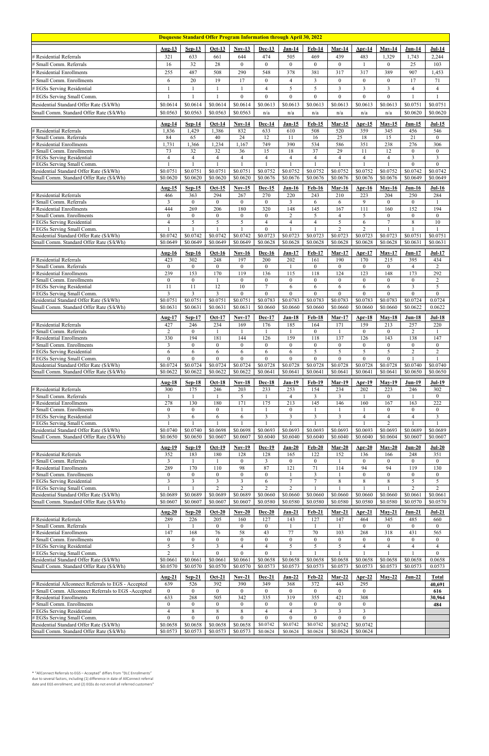## Duquesne Standard Offer Program Information through April 30, 2022

| | Aug-13 | Sep-13 | Oct-13 | Nov-13 | Dec-13 | Jan-14 | Feb-14 | Mar-14 | Apr-14 | May-14 | Jun-14 | Jul-14 |
|---|---|---|---|---|---|---|---|---|---|---|---|---|
| # Residential Referrals | 321 | 633 | 661 | 644 | 474 | 505 | 469 | 439 | 483 | 1,329 | 1,743 | 2,244 |
| # Small Comm. Referrals | 16 | 32 | 28 | 0 | 0 | 0 | 0 | 0 | 1 | 0 | 25 | 103 |
| # Residential Enrollments | 255 | 487 | 508 | 290 | 548 | 378 | 381 | 317 | 317 | 389 | 907 | 1,453 |
| # Small Comm. Enrollments | 6 | 20 | 19 | 17 | 0 | 4 | 3 | 0 | 0 | 0 | 17 | 71 |
| # EGSs Serving Residential | 1 | 1 | 1 | 1 | 4 | 5 | 5 | 3 | 3 | 3 | 4 | 4 |
| # EGSs Serving Small Comm. | 1 | 1 | 1 | 0 | 0 | 0 | 0 | 0 | 0 | 0 | 1 | 1 |
| Residential Standard Offer Rate ($/kWh) | $0.0614 | $0.0614 | $0.0614 | $0.0614 | $0.0613 | $0.0613 | $0.0613 | $0.0613 | $0.0613 | $0.0613 | $0.0751 | $0.0751 |
| Small Comm. Standard Offer Rate ($/kWh) | $0.0563 | $0.0563 | $0.0563 | $0.0563 | n/a | n/a | n/a | n/a | n/a | n/a | $0.0620 | $0.0620 |

| | Aug-14 | Sep-14 | Oct-14 | Nov-14 | Dec-14 | Jan-15 | Feb-15 | Mar-15 | Apr-15 | May-15 | Jun-15 | Jul-15 |
|---|---|---|---|---|---|---|---|---|---|---|---|---|
| # Residential Referrals | 1,836 | 1,429 | 1,386 | 832 | 633 | 610 | 508 | 520 | 359 | 345 | 456 | 546 |
| # Small Comm. Referrals | 84 | 65 | 40 | 24 | 12 | 11 | 16 | 25 | 18 | 15 | 21 | 0 |
| # Residential Enrollments | 1,731 | 1,366 | 1,234 | 1,167 | 749 | 390 | 534 | 586 | 351 | 238 | 276 | 306 |
| # Small Comm. Enrollments | 73 | 32 | 32 | 36 | 15 | 18 | 37 | 29 | 11 | 12 | 0 | 0 |
| # EGSs Serving Residential | 4 | 4 | 4 | 4 | 4 | 4 | 4 | 4 | 4 | 4 | 3 | 3 |
| # EGSs Serving Small Comm. | 1 | 1 | 1 | 1 | 1 | 1 | 1 | 1 | 1 | 1 | 0 | 0 |
| Residential Standard Offer Rate ($/kWh) | $0.0751 | $0.0751 | $0.0751 | $0.0751 | $0.0752 | $0.0752 | $0.0752 | $0.0752 | $0.0752 | $0.0752 | $0.0742 | $0.0742 |
| Small Comm. Standard Offer Rate ($/kWh) | $0.0620 | $0.0620 | $0.0620 | $0.0620 | $0.0676 | $0.0676 | $0.0676 | $0.0676 | $0.0676 | $0.0676 | $0.0649 | $0.0649 |

| | Aug-15 | Sep-15 | Oct-15 | Nov-15 | Dec-15 | Jan-16 | Feb-16 | Mar-16 | Apr-16 | May-16 | Jun-16 | Jul-16 |
|---|---|---|---|---|---|---|---|---|---|---|---|---|
| # Residential Referrals | 466 | 363 | 294 | 267 | 270 | 220 | 243 | 210 | 223 | 204 | 250 | 284 |
| # Small Comm. Referrals | 3 | 0 | 0 | 0 | 0 | 3 | 6 | 6 | 9 | 0 | 0 | 1 |
| # Residential Enrollments | 444 | 269 | 206 | 180 | 320 | 148 | 145 | 167 | 111 | 160 | 152 | 194 |
| # Small Comm. Enrollments | 0 | 0 | 0 | 0 | 0 | 2 | 5 | 4 | 5 | 0 | 0 | 0 |
| # EGSs Serving Residential | 4 | 5 | 5 | 5 | 4 | 4 | 4 | 5 | 6 | 7 | 8 | 10 |
| # EGSs Serving Small Comm. | 1 | 1 | 1 | 1 | 0 | 1 | 1 | 2 | 2 | 1 | 1 | 1 |
| Residential Standard Offer Rate ($/kWh) | $0.0742 | $0.0742 | $0.0742 | $0.0742 | $0.0723 | $0.0723 | $0.0723 | $0.0723 | $0.0723 | $0.0723 | $0.0751 | $0.0751 |
| Small Comm. Standard Offer Rate ($/kWh) | $0.0649 | $0.0649 | $0.0649 | $0.0649 | $0.0628 | $0.0628 | $0.0628 | $0.0628 | $0.0628 | $0.0628 | $0.0631 | $0.0631 |

| | Aug-16 | Sep-16 | Oct-16 | Nov-16 | Dec-16 | Jan-17 | Feb-17 | Mar-17 | Apr-17 | May-17 | Jun-17 | Jul-17 |
|---|---|---|---|---|---|---|---|---|---|---|---|---|
| # Residential Referrals | 423 | 302 | 248 | 197 | 200 | 202 | 161 | 190 | 170 | 215 | 395 | 434 |
| # Small Comm. Referrals | 0 | 0 | 0 | 0 | 0 | 1 | 0 | 0 | 0 | 0 | 4 | 2 |
| # Residential Enrollments | 239 | 153 | 170 | 119 | 136 | 115 | 118 | 124 | 123 | 148 | 173 | 292 |
| # Small Comm. Enrollments | 0 | 0 | 1 | 0 | 0 | 0 | 0 | 0 | 0 | 0 | 0 | 2 |
| # EGSs Serving Residential | 11 | 11 | 12 | 10 | 7 | 6 | 6 | 6 | 6 | 6 | 3 | 5 |
| # EGSs Serving Small Comm. | 3 | 3 | 3 | 0 | 0 | 0 | 0 | 0 | 0 | 0 | 0 | 0 |
| Residential Standard Offer Rate ($/kWh) | $0.0751 | $0.0751 | $0.0751 | $0.0751 | $0.0783 | $0.0783 | $0.0783 | $0.0783 | $0.0783 | $0.0783 | $0.0724 | 0.0724 |
| Small Comm. Standard Offer Rate ($/kWh) | $0.0631 | $0.0631 | $0.0631 | $0.0631 | $0.0660 | $0.0660 | $0.0660 | $0.0660 | $0.0660 | $0.0660 | $0.0622 | 0.0622 |

| | Aug-17 | Sep-17 | Oct-17 | Nov-17 | Dec-17 | Jan-18 | Feb-18 | Mar-17 | Apr-18 | May-18 | Jun-18 | Jul-18 |
|---|---|---|---|---|---|---|---|---|---|---|---|---|
| # Residential Referrals | 427 | 246 | 234 | 169 | 176 | 185 | 164 | 171 | 159 | 213 | 257 | 220 |
| # Small Comm. Referrals | 2 | 0 | 1 | 1 | 1 | 1 | 0 | 1 | 0 | 0 | 2 | 1 |
| # Residential Enrollments | 330 | 194 | 181 | 144 | 126 | 159 | 118 | 137 | 126 | 143 | 138 | 147 |
| # Small Comm. Enrollments | 3 | 0 | 0 | 0 | 0 | 0 | 0 | 0 | 0 | 0 | 0 | 0 |
| # EGSs Serving Residential | 6 | 6 | 6 | 6 | 6 | 6 | 5 | 5 | 5 | 5 | 2 | 2 |
| # EGSs Serving Small Comm. | 0 | 0 | 0 | 0 | 0 | 0 | 0 | 0 | 0 | 0 | 1 | 1 |
| Residential Standard Offer Rate ($/kWh) | $0.0724 | $0.0724 | $0.0724 | $0.0724 | $0.0728 | $0.0728 | $0.0728 | $0.0728 | $0.0728 | $0.0728 | $0.0740 | $0.0740 |
| Small Comm. Standard Offer Rate ($/kWh) | $0.0622 | $0.0622 | $0.0622 | $0.0622 | $0.0641 | $0.0641 | $0.0641 | $0.0641 | $0.0641 | $0.0641 | $0.0650 | $0.0650 |

| | Aug-18 | Sep-18 | Oct-18 | Nov-18 | Dec-18 | Jan-19 | Feb-19 | Mar-19 | Apr-19 | May-19 | Jun-19 | Jul-19 |
|---|---|---|---|---|---|---|---|---|---|---|---|---|
| # Residential Referrals | 300 | 175 | 246 | 203 | 233 | 253 | 154 | 234 | 202 | 223 | 246 | 302 |
| # Small Comm. Referrals | 1 | 1 | 1 | 5 | 1 | 4 | 3 | 3 | 1 | 0 | 1 | 0 |
| # Residential Enrollments | 278 | 130 | 180 | 171 | 175 | 213 | 145 | 146 | 160 | 167 | 163 | 222 |
| # Small Comm. Enrollments | 0 | 0 | 0 | 1 | 1 | 0 | 1 | 1 | 1 | 0 | 0 | 0 |
| # EGSs Serving Residential | 3 | 6 | 6 | 6 | 3 | 3 | 3 | 3 | 4 | 4 | 4 | 3 |
| # EGSs Serving Small Comm. | 1 | 1 | 1 | 1 | 1 | 1 | 1 | 1 | 1 | 2 | 1 | 1 |
| Residential Standard Offer Rate ($/kWh) | $0.0740 | $0.0740 | $0.0698 | $0.0698 | $0.0693 | $0.0693 | $0.0693 | $0.0693 | $0.0693 | $0.0693 | $0.0689 | $0.0689 |
| Small Comm. Standard Offer Rate ($/kWh) | $0.0650 | $0.0650 | $0.0607 | $0.0607 | $0.0640 | $0.0640 | $0.0640 | $0.0640 | $0.0640 | $0.0604 | $0.0607 | $0.0607 |

| | Aug-19 | Sep-19 | Oct-19 | Nov-19 | Dec-19 | Jan-20 | Feb-20 | Mar-20 | Apr-20 | May-20 | Jun-20 | Jul-20 |
|---|---|---|---|---|---|---|---|---|---|---|---|---|
| # Residential Referrals | 352 | 183 | 180 | 128 | 128 | 165 | 122 | 152 | 136 | 166 | 248 | 351 |
| # Small Comm. Referrals | 3 | 1 | 1 | 0 | 3 | 0 | 0 | 1 | 0 | 0 | 0 | 0 |
| # Residential Enrollments | 289 | 170 | 110 | 98 | 87 | 121 | 71 | 114 | 94 | 94 | 119 | 130 |
| # Small Comm. Enrollments | 0 | 0 | 0 | 0 | 0 | 1 | 3 | 1 | 0 | 0 | 0 | 0 |
| # EGSs Serving Residential | 3 | 3 | 3 | 3 | 6 | 7 | 7 | 8 | 8 | 8 | 5 | 5 |
| # EGSs Serving Small Comm. | 1 | 1 | 2 | 2 | 2 | 2 | 1 | 1 | 1 | 1 | 2 | 2 |
| Residential Standard Offer Rate ($/kWh) | $0.0689 | $0.0689 | $0.0689 | $0.0689 | $0.0660 | $0.0660 | $0.0660 | $0.0660 | $0.0660 | $0.0660 | $0.0661 | $0.0661 |
| Small Comm. Standard Offer Rate ($/kWh) | $0.0607 | $0.0607 | $0.0607 | $0.0607 | $0.0580 | $0.0580 | $0.0580 | $0.0580 | $0.0580 | $0.0580 | $0.0570 | $0.0570 |

| | Aug-20 | Sep-20 | Oct-20 | Nov-20 | Dec-20 | Jan-21 | Feb-21 | Mar-21 | Apr-21 | May-21 | Jun-21 | Jul-21 |
|---|---|---|---|---|---|---|---|---|---|---|---|---|
| # Residential Referrals | 289 | 226 | 205 | 160 | 127 | 143 | 127 | 147 | 464 | 345 | 485 | 660 |
| # Small Comm. Referrals | 1 | 1 | 0 | 0 | 0 | 1 | 1 | 0 | 0 | 0 | 0 | 0 |
| # Residential Enrollments | 147 | 168 | 76 | 58 | 43 | 77 | 70 | 103 | 268 | 318 | 431 | 565 |
| # Small Comm. Enrollments | 0 | 0 | 0 | 0 | 0 | 0 | 0 | 0 | 0 | 0 | 0 | 0 |
| # EGSs Serving Residential | 5 | 5 | 3 | 4 | 4 | 5 | 5 | 5 | 4 | 4 | 4 | 4 |
| # EGSs Serving Small Comm. | 2 | 1 | 0 | 0 | 0 | 1 | 1 | 1 | 1 | 1 | 1 | 0 |
| Residential Standard Offer Rate ($/kWh) | $0.0661 | $0.0661 | $0.0661 | $0.0661 | $0.0658 | $0.0658 | $0.0658 | $0.0658 | $0.0658 | $0.0658 | $0.0658 | 0.0658 |
| Small Comm. Standard Offer Rate ($/kWh) | $0.0570 | $0.0570 | $0.0570 | $0.0570 | $0.0573 | $0.0573 | $0.0573 | $0.0573 | $0.0573 | $0.0573 | $0.0573 | 0.0573 |

| | Aug-21 | Sep-21 | Oct-21 | Nov-21 | Dec-21 | Jan-22 | Feb-22 | Mar-22 | Apr-22 | May-22 | Jun-22 | Total |
|---|---|---|---|---|---|---|---|---|---|---|---|---|
| # Residential Allconnect Referrals to EGS - Accepted | 639 | 526 | 392 | 390 | 349 | 368 | 372 | 443 | 295 | | | 40,691 |
| # Small Comm. Allconnect Referrals to EGS -Accepted | 0 | 0 | 0 | 0 | 0 | 0 | 0 | 0 | 0 | | | 616 |
| # Residential Enrollments | 633 | 268 | 505 | 342 | 335 | 319 | 355 | 421 | 308 | | | 30,964 |
| # Small Comm. Enrollments | 0 | 0 | 0 | 0 | 0 | 0 | 0 | 0 | 0 | | | 484 |
| # EGSs Serving Residential | 4 | 8 | 8 | 8 | 4 | 4 | 3 | 3 | 3 | | | |
| # EGSs Serving Small Comm. | 0 | 0 | 0 | 0 | 0 | 0 | 0 | 0 | 0 | | | |
| Residential Standard Offer Rate ($/kWh) | $0.0658 | $0.0658 | $0.0658 | $0.0658 | $0.0742 | $0.0742 | $0.0742 | $0.0742 | $0.0742 | | | |
| Small Comm. Standard Offer Rate ($/kWh) | $0.0573 | $0.0573 | $0.0573 | $0.0573 | $0.0624 | $0.0624 | $0.0624 | $0.0624 | $0.0624 | | | |

* "AllConnect Referrals to EGS – Accepted" differs from "DLC Enrollments" due to several factors, including (1) difference in date of AllConnect referral date and EGS enrollment; and (2) EGSs do not enroll all referred customers"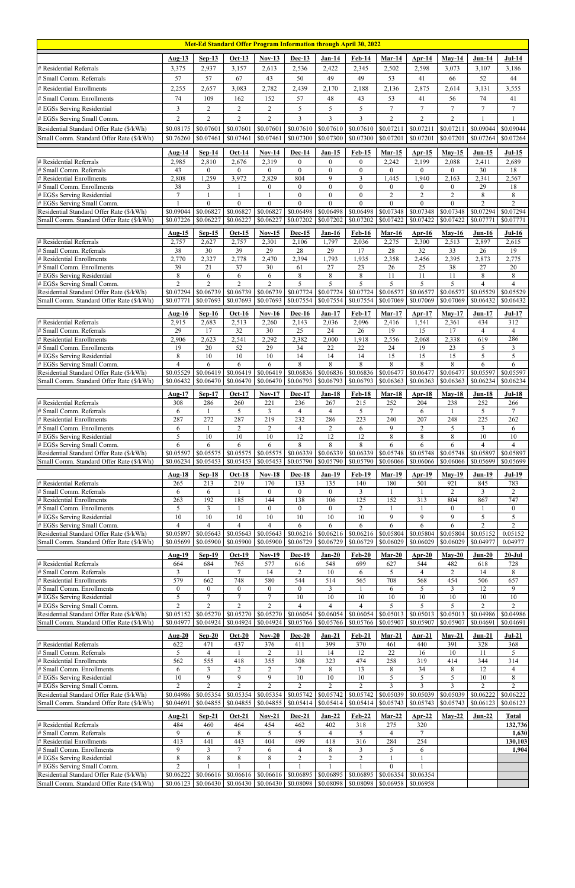## Met-Ed Standard Offer Program Information through April 30, 2022

| | Aug-13 | Sep-13 | Oct-13 | Nov-13 | Dec-13 | Jan-14 | Feb-14 | Mar-14 | Apr-14 | May-14 | Jun-14 | Jul-14 |
|---|---|---|---|---|---|---|---|---|---|---|---|---|
| # Residential Referrals | 3,375 | 2,937 | 3,157 | 2,613 | 2,536 | 2,422 | 2,345 | 2,502 | 2,598 | 3,073 | 3,107 | 3,186 |
| # Small Comm. Referrals | 57 | 57 | 67 | 43 | 50 | 49 | 49 | 53 | 41 | 66 | 52 | 44 |
| # Residential Enrollments | 2,255 | 2,657 | 3,083 | 2,782 | 2,439 | 2,170 | 2,188 | 2,136 | 2,875 | 2,614 | 3,131 | 3,555 |
| # Small Comm. Enrollments | 74 | 109 | 162 | 152 | 57 | 48 | 43 | 53 | 41 | 56 | 74 | 41 |
| # EGSs Serving Residential | 3 | 2 | 2 | 2 | 5 | 5 | 5 | 7 | 7 | 7 | 7 | 7 |
| # EGSs Serving Small Comm. | 2 | 2 | 2 | 2 | 3 | 3 | 3 | 2 | 2 | 2 | 1 | 1 |
| Residential Standard Offer Rate ($/kWh) | $0.08175 | $0.07601 | $0.07601 | $0.07601 | $0.07610 | $0.07610 | $0.07610 | $0.07211 | $0.07211 | $0.07211 | $0.09044 | $0.09044 |
| Small Comm. Standard Offer Rate ($/kWh) | $0.76260 | $0.07461 | $0.07461 | $0.07461 | $0.07300 | $0.07300 | $0.07300 | $0.07201 | $0.07201 | $0.07201 | $0.07264 | $0.07264 |

| | Aug-14 | Sep-14 | Oct-14 | Nov-14 | Dec-14 | Jan-15 | Feb-15 | Mar-15 | Apr-15 | May-15 | Jun-15 | Jul-15 |
|---|---|---|---|---|---|---|---|---|---|---|---|---|
| # Residential Referrals | 2,985 | 2,810 | 2,676 | 2,319 | 0 | 0 | 0 | 2,242 | 2,199 | 2,088 | 2,411 | 2,689 |
| # Small Comm. Referrals | 43 | 0 | 0 | 0 | 0 | 0 | 0 | 0 | 0 | 0 | 30 | 18 |
| # Residential Enrollments | 2,808 | 1,259 | 3,972 | 2,829 | 804 | 9 | 3 | 1,445 | 1,940 | 2,163 | 2,341 | 2,567 |
| # Small Comm. Enrollments | 38 | 3 | 1 | 0 | 0 | 0 | 0 | 0 | 0 | 0 | 29 | 18 |
| # EGSs Serving Residential | 7 | 1 | 1 | 1 | 0 | 0 | 0 | 2 | 2 | 2 | 8 | 8 |
| # EGSs Serving Small Comm. | 1 | 0 | 0 | 0 | 0 | 0 | 0 | 0 | 0 | 0 | 2 | 2 |
| Residential Standard Offer Rate ($/kWh) | $0.09044 | $0.06827 | $0.06827 | $0.06827 | $0.06498 | $0.06498 | $0.06498 | $0.07348 | $0.07348 | $0.07348 | $0.07294 | $0.07294 |
| Small Comm. Standard Offer Rate ($/kWh) | $0.07264 | $0.06227 | $0.06227 | $0.06227 | $0.07202 | $0.07202 | $0.07202 | $0.07422 | $0.07422 | $0.07422 | $0.07771 | $0.07771 |

| | Aug-15 | Sep-15 | Oct-15 | Nov-15 | Dec-15 | Jan-16 | Feb-16 | Mar-16 | Apr-16 | May-16 | Jun-16 | Jul-16 |
|---|---|---|---|---|---|---|---|---|---|---|---|---|
| # Residential Referrals | 2,757 | 2,627 | 2,757 | 2,301 | 2,106 | 1,797 | 2,036 | 2,275 | 2,300 | 2,513 | 2,897 | 2,615 |
| # Small Comm. Referrals | 38 | 30 | 39 | 29 | 28 | 29 | 17 | 28 | 32 | 33 | 26 | 19 |
| # Residential Enrollments | 2,770 | 2,327 | 2,778 | 2,470 | 2,394 | 1,793 | 1,935 | 2,358 | 2,456 | 2,395 | 2,873 | 2,775 |
| # Small Comm. Enrollments | 39 | 21 | 37 | 30 | 61 | 27 | 23 | 26 | 25 | 38 | 27 | 20 |
| # EGSs Serving Residential | 8 | 6 | 6 | 6 | 8 | 8 | 8 | 11 | 11 | 11 | 8 | 8 |
| # EGSs Serving Small Comm. | 2 | 2 | 2 | 2 | 5 | 5 | 5 | 5 | 5 | 5 | 4 | 4 |
| Residential Standard Offer Rate ($/kWh) | $0.07294 | $0.06739 | $0.06739 | $0.06739 | $0.07724 | $0.07724 | $0.07724 | $0.06577 | $0.06577 | $0.06577 | $0.05529 | $0.05529 |
| Small Comm. Standard Offer Rate ($/kWh) | $0.07771 | $0.07693 | $0.07693 | $0.07693 | $0.07554 | $0.07554 | $0.07554 | $0.07069 | $0.07069 | $0.07069 | $0.06432 | $0.06432 |

| | Aug-16 | Sep-16 | Oct-16 | Nov-16 | Dec-16 | Jan-17 | Feb-17 | Mar-17 | Apr-17 | May-17 | Jun-17 | Jul-17 |
|---|---|---|---|---|---|---|---|---|---|---|---|---|
| # Residential Referrals | 2,915 | 2,683 | 2,513 | 2,260 | 2,143 | 2,036 | 2,096 | 2,416 | 1,541 | 2,361 | 434 | 312 |
| # Small Comm. Referrals | 29 | 17 | 32 | 30 | 25 | 24 | 26 | 19 | 15 | 17 | 4 | 4 |
| # Residential Enrollments | 2,906 | 2,623 | 2,541 | 2,292 | 2,382 | 2,000 | 1,918 | 2,556 | 2,068 | 2,338 | 619 | 286 |
| # Small Comm. Enrollments | 19 | 20 | 52 | 29 | 34 | 22 | 22 | 24 | 19 | 23 | 5 | 3 |
| # EGSs Serving Residential | 8 | 10 | 10 | 10 | 14 | 14 | 14 | 15 | 15 | 15 | 5 | 5 |
| # EGSs Serving Small Comm. | 4 | 6 | 6 | 6 | 8 | 8 | 8 | 8 | 8 | 8 | 6 | 6 |
| Residential Standard Offer Rate ($/kWh) | $0.05529 | $0.06419 | $0.06419 | $0.06419 | $0.06836 | $0.06836 | $0.06836 | $0.06477 | $0.06477 | $0.06477 | $0.05597 | $0.05597 |
| Small Comm. Standard Offer Rate ($/kWh) | $0.06432 | $0.06470 | $0.06470 | $0.06470 | $0.06793 | $0.06793 | $0.06793 | $0.06363 | $0.06363 | $0.06363 | $0.06234 | $0.06234 |

| | Aug-17 | Sep-17 | Oct-17 | Nov-17 | Dec-17 | Jan-18 | Feb-18 | Mar-18 | Apr-18 | May-18 | Jun-18 | Jul-18 |
|---|---|---|---|---|---|---|---|---|---|---|---|---|
| # Residential Referrals | 308 | 286 | 260 | 221 | 236 | 267 | 215 | 252 | 204 | 238 | 252 | 266 |
| # Small Comm. Referrals | 6 | 1 | 5 | 3 | 4 | 4 | 5 | 7 | 6 | 1 | 5 | 7 |
| # Residential Enrollments | 287 | 272 | 287 | 219 | 232 | 286 | 223 | 240 | 207 | 248 | 225 | 262 |
| # Small Comm. Enrollments | 6 | 1 | 2 | 2 | 4 | 2 | 6 | 9 | 2 | 5 | 3 | 6 |
| # EGSs Serving Residential | 5 | 10 | 10 | 10 | 12 | 12 | 12 | 8 | 8 | 8 | 10 | 10 |
| # EGSs Serving Small Comm. | 6 | 6 | 6 | 6 | 8 | 8 | 8 | 6 | 6 | 6 | 4 | 4 |
| Residential Standard Offer Rate ($/kWh) | $0.05597 | $0.05575 | $0.05575 | $0.05575 | $0.06339 | $0.06339 | $0.06339 | $0.05748 | $0.05748 | $0.05748 | $0.05897 | $0.05897 |
| Small Comm. Standard Offer Rate ($/kWh) | $0.06234 | $0.05453 | $0.05453 | $0.05453 | $0.05790 | $0.05790 | $0.05790 | $0.06066 | $0.06066 | $0.06066 | $0.05699 | $0.05699 |

| | Aug-18 | Sep-18 | Oct-18 | Nov-18 | Dec-18 | Jan-19 | Feb-19 | Mar-19 | Apr-19 | May-19 | Jun-19 | Jul-19 |
|---|---|---|---|---|---|---|---|---|---|---|---|---|
| # Residential Referrals | 265 | 213 | 219 | 170 | 133 | 135 | 140 | 180 | 501 | 921 | 845 | 783 |
| # Small Comm. Referrals | 6 | 6 | 1 | 0 | 0 | 0 | 3 | 1 | 1 | 2 | 3 | 2 |
| # Residential Enrollments | 263 | 192 | 185 | 144 | 138 | 106 | 125 | 152 | 313 | 804 | 867 | 747 |
| # Small Comm. Enrollments | 5 | 3 | 1 | 0 | 0 | 0 | 2 | 1 | 1 | 0 | 1 | 0 |
| # EGSs Serving Residential | 10 | 10 | 10 | 10 | 10 | 10 | 10 | 9 | 9 | 9 | 5 | 5 |
| # EGSs Serving Small Comm. | 4 | 4 | 4 | 4 | 6 | 6 | 6 | 6 | 6 | 6 | 2 | 2 |
| Residential Standard Offer Rate ($/kWh) | $0.05897 | $0.05643 | $0.05643 | $0.05643 | $0.06216 | $0.06216 | $0.06216 | $0.05804 | $0.05804 | $0.05804 | $0.05152 | 0.05152 |
| Small Comm. Standard Offer Rate ($/kWh) | $0.05699 | $0.05900 | $0.05900 | $0.05900 | $0.06729 | $0.06729 | $0.06729 | $0.06029 | $0.06029 | $0.06029 | $0.04977 | 0.04977 |

| | Aug-19 | Sep-19 | Oct-19 | Nov-19 | Dec-19 | Jan-20 | Feb-20 | Mar-20 | Apr-20 | May-20 | Jun-20 | 20-Jul |
|---|---|---|---|---|---|---|---|---|---|---|---|---|
| # Residential Referrals | 664 | 684 | 765 | 577 | 616 | 548 | 699 | 627 | 544 | 482 | 618 | 728 |
| # Small Comm. Referrals | 3 | 1 | 7 | 14 | 2 | 10 | 6 | 5 | 4 | 2 | 14 | 8 |
| # Residential Enrollments | 579 | 662 | 748 | 580 | 544 | 514 | 565 | 708 | 568 | 454 | 506 | 657 |
| # Small Comm. Enrollments | 0 | 0 | 0 | 0 | 0 | 3 | 1 | 6 | 5 | 3 | 12 | 9 |
| # EGSs Serving Residential | 5 | 7 | 7 | 7 | 10 | 10 | 10 | 10 | 10 | 10 | 10 | 10 |
| # EGSs Serving Small Comm. | 2 | 2 | 2 | 2 | 4 | 4 | 4 | 5 | 5 | 5 | 2 | 2 |
| Residential Standard Offer Rate ($/kWh) | $0.05152 | $0.05270 | $0.05270 | $0.05270 | $0.06054 | $0.06054 | $0.06054 | $0.05013 | $0.05013 | $0.05013 | $0.04986 | $0.04986 |
| Small Comm. Standard Offer Rate ($/kWh) | $0.04977 | $0.04924 | $0.04924 | $0.04924 | $0.05766 | $0.05766 | $0.05766 | $0.05907 | $0.05907 | $0.05907 | $0.04691 | $0.04691 |

| | Aug-20 | Sep-20 | Oct-20 | Nov-20 | Dec-20 | Jan-21 | Feb-21 | Mar-21 | Apr-21 | May-21 | Jun-21 | Jul-21 |
|---|---|---|---|---|---|---|---|---|---|---|---|---|
| # Residential Referrals | 622 | 471 | 437 | 376 | 411 | 399 | 370 | 461 | 440 | 391 | 328 | 368 |
| # Small Comm. Referrals | 5 | 4 | 1 | 2 | 11 | 14 | 12 | 22 | 16 | 10 | 11 | 5 |
| # Residential Enrollments | 562 | 555 | 418 | 355 | 308 | 323 | 474 | 258 | 319 | 414 | 344 | 314 |
| # Small Comm. Enrollments | 6 | 3 | 2 | 2 | 7 | 8 | 13 | 8 | 34 | 8 | 12 | 4 |
| # EGSs Serving Residential | 10 | 9 | 9 | 9 | 10 | 10 | 10 | 5 | 5 | 5 | 10 | 8 |
| # EGSs Serving Small Comm. | 2 | 2 | 2 | 2 | 2 | 2 | 2 | 3 | 3 | 3 | 2 | 2 |
| Residential Standard Offer Rate ($/kWh) | $0.04986 | $0.05354 | $0.05354 | $0.05354 | $0.05742 | $0.05742 | $0.05742 | $0.05039 | $0.05039 | $0.05039 | $0.06222 | $0.06222 |
| Small Comm. Standard Offer Rate ($/kWh) | $0.04691 | $0.04855 | $0.04855 | $0.04855 | $0.05414 | $0.05414 | $0.05414 | $0.05743 | $0.05743 | $0.05743 | $0.06123 | $0.06123 |

| | Aug-21 | Sep-21 | Oct-21 | Nov-21 | Dec-21 | Jan-22 | Feb-22 | Mar-22 | Apr-22 | May-22 | Jun-22 | Total |
|---|---|---|---|---|---|---|---|---|---|---|---|---|
| # Residential Referrals | 484 | 460 | 464 | 454 | 462 | 402 | 318 | 275 | 320 | | | 132,736 |
| # Small Comm. Referrals | 9 | 6 | 8 | 5 | 5 | 4 | 5 | 4 | 7 | | | 1,630 |
| # Residential Enrollments | 413 | 441 | 443 | 404 | 499 | 418 | 316 | 284 | 254 | | | 130,103 |
| # Small Comm. Enrollments | 9 | 3 | 7 | 6 | 4 | 8 | 3 | 5 | 6 | | | 1,904 |
| # EGSs Serving Residential | 8 | 8 | 8 | 8 | 2 | 2 | 2 | 1 | 1 | | | |
| # EGSs Serving Small Comm. | 2 | 1 | 1 | 1 | 1 | 1 | 1 | 0 | 1 | | | |
| Residential Standard Offer Rate ($/kWh) | $0.06222 | $0.06616 | $0.06616 | $0.06616 | $0.06895 | $0.06895 | $0.06895 | $0.06354 | $0.06354 | | | |
| Small Comm. Standard Offer Rate ($/kWh) | $0.06123 | $0.06430 | $0.06430 | $0.06430 | $0.08098 | $0.08098 | $0.08098 | $0.06958 | $0.06958 | | | |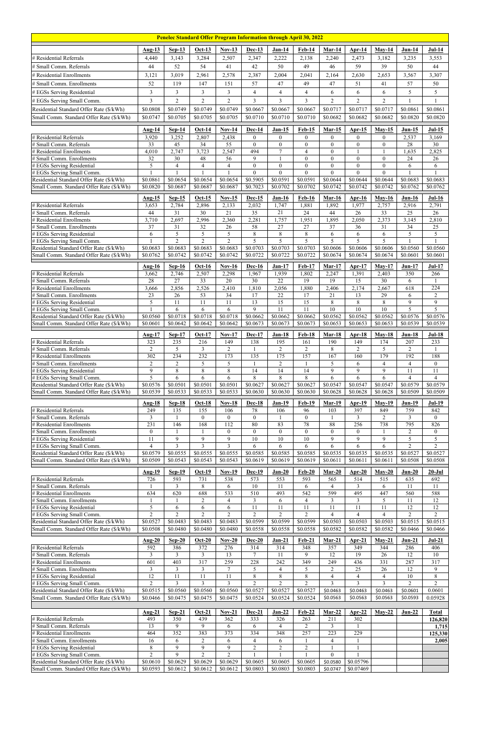## Penelec Standard Offer Program Information through April 30, 2022

| | Aug-13 | Sep-13 | Oct-13 | Nov-13 | Dec-13 | Jan-14 | Feb-14 | Mar-14 | Apr-14 | May-14 | Jun-14 | Jul-14 |
|---|---|---|---|---|---|---|---|---|---|---|---|---|
| # Residential Referrals | 4,440 | 3,143 | 3,284 | 2,507 | 2,347 | 2,222 | 2,138 | 2,240 | 2,473 | 3,182 | 3,235 | 3,553 |
| # Small Comm. Referrals | 44 | 52 | 54 | 41 | 42 | 50 | 49 | 46 | 59 | 39 | 50 | 44 |
| # Residential Enrollments | 3,121 | 3,019 | 2,961 | 2,578 | 2,387 | 2,004 | 2,041 | 2,164 | 2,630 | 2,653 | 3,567 | 3,307 |
| # Small Comm. Enrollments | 52 | 119 | 147 | 151 | 57 | 47 | 49 | 47 | 51 | 41 | 57 | 50 |
| # EGSs Serving Residential | 3 | 3 | 3 | 3 | 4 | 4 | 4 | 6 | 6 | 6 | 5 | 5 |
| # EGSs Serving Small Comm. | 3 | 2 | 2 | 2 | 3 | 3 | 3 | 2 | 2 | 2 | 1 | 1 |
| Residential Standard Offer Rate ($/kWh) | $0.0808 | $0.0749 | $0.0749 | $0.0749 | $0.0667 | $0.0667 | $0.0667 | $0.0717 | $0.0717 | $0.0717 | $0.0861 | $0.0861 |
| Small Comm. Standard Offer Rate ($/kWh) | $0.0747 | $0.0705 | $0.0705 | $0.0705 | $0.0710 | $0.0710 | $0.0710 | $0.0682 | $0.0682 | $0.0682 | $0.0820 | $0.0820 |

| | Aug-14 | Sep-14 | Oct-14 | Nov-14 | Dec-14 | Jan-15 | Feb-15 | Mar-15 | Apr-15 | May-15 | Jun-15 | Jul-15 |
|---|---|---|---|---|---|---|---|---|---|---|---|---|
| # Residential Referrals | 3,920 | 3,252 | 2,807 | 2,438 | 0 | 0 | 0 | 0 | 0 | 0 | 2,537 | 3,169 |
| # Small Comm. Referrals | 33 | 45 | 34 | 55 | 0 | 0 | 0 | 0 | 0 | 0 | 28 | 30 |
| # Residential Enrollments | 4,010 | 2,747 | 3,723 | 2,547 | 494 | 7 | 4 | 0 | 1 | 1 | 1,635 | 2,825 |
| # Small Comm. Enrollments | 32 | 30 | 48 | 56 | 9 | 1 | 0 | 0 | 0 | 0 | 24 | 26 |
| # EGSs Serving Residential | 5 | 4 | 4 | 4 | 0 | 0 | 0 | 0 | 0 | 0 | 6 | 6 |
| # EGSs Serving Small Comm. | 1 | 1 | 1 | 1 | 0 | 0 | 0 | 0 | 0 | 0 | 1 | 1 |
| Residential Standard Offer Rate ($/kWh) | $0.0861 | $0.0654 | $0.0654 | $0.0654 | $0.5905 | $0.0591 | $0.0591 | $0.0644 | $0.0644 | $0.0644 | $0.0683 | $0.0683 |
| Small Comm. Standard Offer Rate ($/kWh) | $0.0820 | $0.0687 | $0.0687 | $0.0687 | $0.7023 | $0.0702 | $0.0702 | $0.0742 | $0.0742 | $0.0742 | $0.0762 | $0.0762 |

| | Aug-15 | Sep-15 | Oct-15 | Nov-15 | Dec-15 | Jan-16 | Feb-16 | Mar-16 | Apr-16 | May-16 | Jun-16 | Jul-16 |
|---|---|---|---|---|---|---|---|---|---|---|---|---|
| # Residential Referrals | 3,653 | 2,784 | 2,896 | 2,133 | 2,032 | 1,747 | 1,881 | 1,892 | 1,977 | 2,757 | 2,916 | 2,791 |
| # Small Comm. Referrals | 44 | 31 | 30 | 21 | 35 | 21 | 24 | 44 | 26 | 33 | 25 | 26 |
| # Residential Enrollments | 3,710 | 2,697 | 2,996 | 2,360 | 2,281 | 1,757 | 1,951 | 1,895 | 2,050 | 2,373 | 3,145 | 2,810 |
| # Small Comm. Enrollments | 37 | 31 | 32 | 26 | 58 | 27 | 27 | 37 | 36 | 31 | 34 | 25 |
| # EGSs Serving Residential | 6 | 5 | 5 | 5 | 8 | 8 | 8 | 6 | 6 | 6 | 5 | 5 |
| # EGSs Serving Small Comm. | 1 | 2 | 2 | 2 | 5 | 5 | 5 | 5 | 5 | 5 | 1 | 1 |
| Residential Standard Offer Rate ($/kWh) | $0.0683 | $0.0683 | $0.0683 | $0.0683 | $0.0703 | $0.0703 | $0.0703 | $0.0606 | $0.0606 | $0.0606 | $0.0560 | $0.0560 |
| Small Comm. Standard Offer Rate ($/kWh) | $0.0762 | $0.0742 | $0.0742 | $0.0742 | $0.0722 | $0.0722 | $0.0722 | $0.0674 | $0.0674 | $0.0674 | $0.0601 | $0.0601 |

| | Aug-16 | Sep-16 | Oct-16 | Nov-16 | Dec-16 | Jan-17 | Feb-17 | Mar-17 | Apr-17 | May-17 | Jun-17 | Jul-17 |
|---|---|---|---|---|---|---|---|---|---|---|---|---|
| # Residential Referrals | 3,662 | 2,746 | 2,507 | 2,298 | 1,967 | 1,939 | 1,802 | 2,247 | 1,391 | 2,403 | 350 | 266 |
| # Small Comm. Referrals | 28 | 27 | 33 | 20 | 30 | 22 | 19 | 19 | 15 | 30 | 6 | 1 |
| # Residential Enrollments | 3,666 | 2,856 | 2,526 | 2,410 | 1,810 | 2,056 | 1,880 | 2,406 | 2,174 | 2,667 | 618 | 224 |
| # Small Comm. Enrollments | 23 | 26 | 53 | 34 | 17 | 22 | 17 | 21 | 13 | 29 | 6 | 2 |
| # EGSs Serving Residential | 5 | 11 | 11 | 11 | 13 | 15 | 15 | 8 | 8 | 8 | 9 | 9 |
| # EGSs Serving Small Comm. | 1 | 6 | 6 | 6 | 9 | 11 | 11 | 10 | 10 | 10 | 5 | 5 |
| Residential Standard Offer Rate ($/kWh) | $0.0560 | $0.0718 | $0.0718 | $0.0718 | $0.0662 | $0.0662 | $0.0662 | $0.0562 | $0.0562 | $0.0562 | $0.0576 | $0.0576 |
| Small Comm. Standard Offer Rate ($/kWh) | $0.0601 | $0.0642 | $0.0642 | $0.0642 | $0.0673 | $0.0673 | $0.0673 | $0.0653 | $0.0653 | $0.0653 | $0.0539 | $0.0539 |

| | Aug-17 | Sep-17 | Oct-17 | Nov-17 | Dec-17 | Jan-18 | Feb-18 | Mar-18 | Apr-18 | May-18 | Jun-18 | Jul-18 |
|---|---|---|---|---|---|---|---|---|---|---|---|---|
| # Residential Referrals | 323 | 235 | 216 | 149 | 138 | 195 | 161 | 190 | 149 | 174 | 207 | 233 |
| # Small Comm. Referrals | 2 | 5 | 3 | 2 | 1 | 2 | 2 | 8 | 2 | 5 | 2 | 1 |
| # Residential Enrollments | 302 | 234 | 232 | 173 | 135 | 175 | 157 | 167 | 160 | 179 | 192 | 188 |
| # Small Comm. Enrollments | 2 | 2 | 5 | 5 | 1 | 2 | 1 | 5 | 6 | 4 | 4 | 0 |
| # EGSs Serving Residential | 9 | 8 | 8 | 8 | 14 | 14 | 14 | 9 | 9 | 9 | 11 | 11 |
| # EGSs Serving Small Comm. | 5 | 6 | 6 | 6 | 8 | 8 | 8 | 6 | 6 | 6 | 4 | 4 |
| Residential Standard Offer Rate ($/kWh) | $0.0576 | $0.0501 | $0.0501 | $0.0501 | $0.0627 | $0.0627 | $0.0627 | $0.0547 | $0.0547 | $0.0547 | $0.0579 | $0.0579 |
| Small Comm. Standard Offer Rate ($/kWh) | $0.0539 | $0.0533 | $0.0533 | $0.0533 | $0.0630 | $0.0630 | $0.0630 | $0.0628 | $0.0628 | $0.0628 | $0.0509 | $0.0509 |

| | Aug-18 | Sep-18 | Oct-18 | Nov-18 | Dec-18 | Jan-19 | Feb-19 | Mar-19 | Apr-19 | May-19 | Jun-19 | Jul-19 |
|---|---|---|---|---|---|---|---|---|---|---|---|---|
| # Residential Referrals | 249 | 135 | 155 | 106 | 78 | 106 | 96 | 103 | 397 | 849 | 759 | 842 |
| # Small Comm. Referrals | 3 | 1 | 0 | 0 | 0 | 1 | 0 | 1 | 3 | 2 | 3 | 0 |
| # Residential Enrollments | 231 | 146 | 168 | 112 | 80 | 83 | 78 | 88 | 256 | 738 | 795 | 826 |
| # Small Comm. Enrollments | 0 | 1 | 1 | 0 | 0 | 0 | 0 | 0 | 0 | 1 | 2 | 0 |
| # EGSs Serving Residential | 11 | 9 | 9 | 9 | 10 | 10 | 10 | 9 | 9 | 9 | 5 | 5 |
| # EGSs Serving Small Comm. | 4 | 3 | 3 | 3 | 6 | 6 | 6 | 6 | 6 | 6 | 2 | 2 |
| Residential Standard Offer Rate ($/kWh) | $0.0579 | $0.0555 | $0.0555 | $0.0555 | $0.0585 | $0.0585 | $0.0585 | $0.0535 | $0.0535 | $0.0535 | $0.0527 | $0.0527 |
| Small Comm. Standard Offer Rate ($/kWh) | $0.0509 | $0.0543 | $0.0543 | $0.0543 | $0.0619 | $0.0619 | $0.0619 | $0.0611 | $0.0611 | $0.0611 | $0.0508 | $0.0508 |

| | Aug-19 | Sep-19 | Oct-19 | Nov-19 | Dec-19 | Jan-20 | Feb-20 | Mar-20 | Apr-20 | May-20 | Jun-20 | 20-Jul |
|---|---|---|---|---|---|---|---|---|---|---|---|---|
| # Residential Referrals | 726 | 593 | 731 | 538 | 573 | 553 | 593 | 565 | 514 | 515 | 635 | 692 |
| # Small Comm. Referrals | 1 | 3 | 8 | 6 | 10 | 11 | 6 | 4 | 3 | 6 | 11 | 11 |
| # Residential Enrollments | 634 | 620 | 688 | 533 | 510 | 493 | 542 | 599 | 495 | 447 | 560 | 588 |
| # Small Comm. Enrollments | 1 | 1 | 2 | 4 | 3 | 6 | 4 | 3 | 3 | 5 | 11 | 12 |
| # EGSs Serving Residential | 5 | 6 | 6 | 6 | 11 | 11 | 11 | 11 | 11 | 11 | 12 | 12 |
| # EGSs Serving Small Comm. | 2 | 2 | 2 | 2 | 2 | 2 | 2 | 4 | 4 | 4 | 2 | 2 |
| Residential Standard Offer Rate ($/kWh) | $0.0527 | $0.0483 | $0.0483 | $0.0483 | $0.0599 | $0.0599 | $0.0599 | $0.0503 | $0.0503 | $0.0503 | $0.0515 | $0.0515 |
| Small Comm. Standard Offer Rate ($/kWh) | $0.0508 | $0.0480 | $0.0480 | $0.0480 | $0.0558 | $0.0558 | $0.0558 | $0.0582 | $0.0582 | $0.0582 | $0.0466 | $0.0466 |

| | Aug-20 | Sep-20 | Oct-20 | Nov-20 | Dec-20 | Jan-21 | Feb-21 | Mar-21 | Apr-21 | May-21 | Jun-21 | Jul-21 |
|---|---|---|---|---|---|---|---|---|---|---|---|---|
| # Residential Referrals | 592 | 386 | 372 | 276 | 314 | 314 | 348 | 357 | 349 | 344 | 286 | 406 |
| # Small Comm. Referrals | 3 | 3 | 3 | 13 | 7 | 11 | 9 | 12 | 19 | 26 | 12 | 10 |
| # Residential Enrollments | 601 | 403 | 317 | 259 | 228 | 242 | 349 | 249 | 436 | 331 | 287 | 317 |
| # Small Comm. Enrollments | 3 | 3 | 3 | 7 | 5 | 4 | 5 | 2 | 25 | 26 | 12 | 9 |
| # EGSs Serving Residential | 12 | 11 | 11 | 11 | 8 | 8 | 8 | 4 | 4 | 4 | 10 | 8 |
| # EGSs Serving Small Comm. | 2 | 3 | 3 | 3 | 2 | 2 | 2 | 3 | 3 | 3 | 2 | 2 |
| Residential Standard Offer Rate ($/kWh) | $0.0515 | $0.0560 | $0.0560 | $0.0560 | $0.0527 | $0.0527 | $0.0527 | $0.0463 | $0.0463 | $0.0463 | $0.0601 | 0.0601 |
| Small Comm. Standard Offer Rate ($/kWh) | $0.0466 | $0.0475 | $0.0475 | $0.0475 | $0.0524 | $0.0524 | $0.0524 | $0.0563 | $0.0563 | $0.0563 | $0.0593 | 0.05928 |

| | Aug-21 | Sep-21 | Oct-21 | Nov-21 | Dec-21 | Jan-22 | Feb-22 | Mar-22 | Apr-22 | May-22 | Jun-22 | Total |
|---|---|---|---|---|---|---|---|---|---|---|---|---|
| # Residential Referrals | 493 | 350 | 439 | 362 | 333 | 326 | 263 | 211 | 302 | | | 126,820 |
| # Small Comm. Referrals | 13 | 9 | 9 | 6 | 6 | 4 | 2 | 3 | 1 | | | 1,715 |
| # Residential Enrollments | 464 | 352 | 383 | 373 | 334 | 348 | 257 | 223 | 229 | | | 125,330 |
| # Small Comm. Enrollments | 16 | 6 | 2 | 6 | 4 | 6 | 1 | 4 | 1 | | | 2,005 |
| # EGSs Serving Residential | 8 | 9 | 9 | 9 | 2 | 2 | 2 | 1 | 1 | | | |
| # EGSs Serving Small Comm. | 2 | 9 | 2 | 2 | 1 | 1 | 1 | 0 | 1 | | | |
| Residential Standard Offer Rate ($/kWh) | $0.0610 | $0.0629 | $0.0629 | $0.0629 | $0.0605 | $0.0605 | $0.0605 | $0.0580 | $0.05796 | | | |
| Small Comm. Standard Offer Rate ($/kWh) | $0.0593 | $0.0612 | $0.0612 | $0.0612 | $0.0803 | $0.0803 | $0.0803 | $0.0747 | $0.07469 | | | |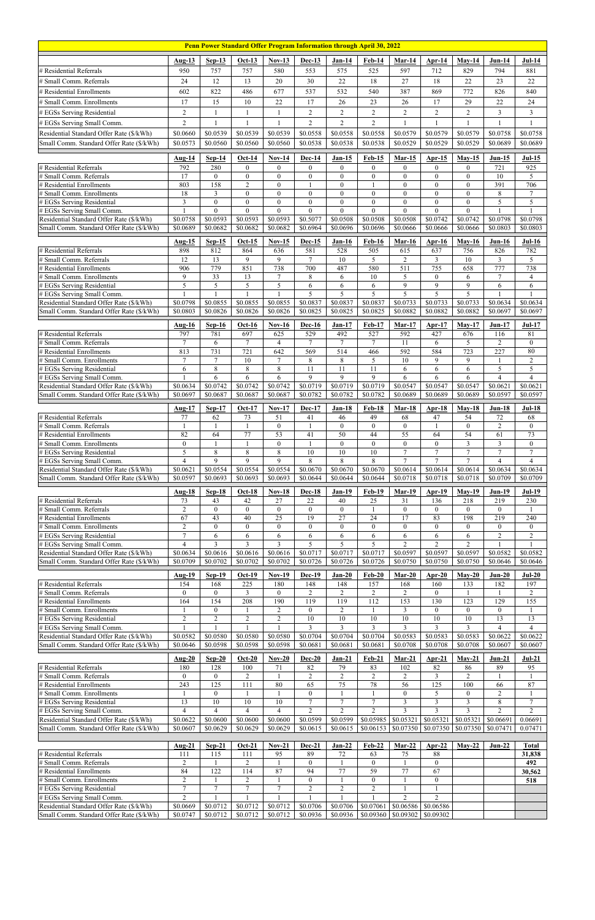# Penn Power Standard Offer Program Information through April 30, 2022

| | Aug-13 | Sep-13 | Oct-13 | Nov-13 | Dec-13 | Jan-14 | Feb-14 | Mar-14 | Apr-14 | May-14 | Jun-14 | Jul-14 |
|---|---|---|---|---|---|---|---|---|---|---|---|---|
| # Residential Referrals | 950 | 757 | 757 | 580 | 553 | 575 | 525 | 597 | 712 | 829 | 794 | 881 |
| # Small Comm. Referrals | 24 | 12 | 13 | 20 | 30 | 22 | 18 | 27 | 18 | 22 | 23 | 22 |
| # Residential Enrollments | 602 | 822 | 486 | 677 | 537 | 532 | 540 | 387 | 869 | 772 | 826 | 840 |
| # Small Comm. Enrollments | 17 | 15 | 10 | 22 | 17 | 26 | 23 | 26 | 17 | 29 | 22 | 24 |
| # EGSs Serving Residential | 2 | 1 | 1 | 1 | 2 | 2 | 2 | 2 | 2 | 2 | 3 | 3 |
| # EGSs Serving Small Comm. | 2 | 1 | 1 | 1 | 2 | 2 | 2 | 1 | 1 | 1 | 1 | 1 |
| Residential Standard Offer Rate ($/kWh) | $0.0660 | $0.0539 | $0.0539 | $0.0539 | $0.0558 | $0.0558 | $0.0558 | $0.0579 | $0.0579 | $0.0579 | $0.0758 | $0.0758 |
| Small Comm. Standard Offer Rate ($/kWh) | $0.0573 | $0.0560 | $0.0560 | $0.0560 | $0.0538 | $0.0538 | $0.0538 | $0.0529 | $0.0529 | $0.0529 | $0.0689 | $0.0689 |

| | Aug-14 | Sep-14 | Oct-14 | Nov-14 | Dec-14 | Jan-15 | Feb-15 | Mar-15 | Apr-15 | May-15 | Jun-15 | Jul-15 |
|---|---|---|---|---|---|---|---|---|---|---|---|---|
| # Residential Referrals | 792 | 280 | 0 | 0 | 0 | 0 | 0 | 0 | 0 | 0 | 721 | 925 |
| # Small Comm. Referrals | 17 | 0 | 0 | 0 | 0 | 0 | 0 | 0 | 0 | 0 | 10 | 5 |
| # Residential Enrollments | 803 | 158 | 2 | 0 | 1 | 0 | 1 | 0 | 0 | 0 | 391 | 706 |
| # Small Comm. Enrollments | 18 | 3 | 0 | 0 | 0 | 0 | 0 | 0 | 0 | 0 | 8 | 7 |
| # EGSs Serving Residential | 3 | 0 | 0 | 0 | 0 | 0 | 0 | 0 | 0 | 0 | 5 | 5 |
| # EGSs Serving Small Comm. | 1 | 0 | 0 | 0 | 0 | 0 | 0 | 0 | 0 | 0 | 1 | 1 |
| Residential Standard Offer Rate ($/kWh) | $0.0758 | $0.0593 | $0.0593 | $0.0593 | $0.5077 | $0.0508 | $0.0508 | $0.0508 | $0.0742 | $0.0742 | $0.0798 | $0.0798 |
| Small Comm. Standard Offer Rate ($/kWh) | $0.0689 | $0.0682 | $0.0682 | $0.0682 | $0.6964 | $0.0696 | $0.0696 | $0.0666 | $0.0666 | $0.0666 | $0.0803 | $0.0803 |

| | Aug-15 | Sep-15 | Oct-15 | Nov-15 | Dec-15 | Jan-16 | Feb-16 | Mar-16 | Apr-16 | May-16 | Jun-16 | Jul-16 |
|---|---|---|---|---|---|---|---|---|---|---|---|---|
| # Residential Referrals | 898 | 812 | 864 | 636 | 581 | 528 | 505 | 615 | 637 | 756 | 826 | 782 |
| # Small Comm. Referrals | 12 | 13 | 9 | 9 | 7 | 10 | 5 | 2 | 3 | 10 | 3 | 5 |
| # Residential Enrollments | 906 | 779 | 851 | 738 | 700 | 487 | 580 | 511 | 755 | 658 | 777 | 738 |
| # Small Comm. Enrollments | 9 | 33 | 13 | 7 | 8 | 6 | 10 | 5 | 0 | 6 | 7 | 4 |
| # EGSs Serving Residential | 5 | 5 | 5 | 5 | 6 | 6 | 6 | 9 | 9 | 9 | 6 | 6 |
| # EGSs Serving Small Comm. | 1 | 1 | 1 | 1 | 5 | 5 | 5 | 5 | 5 | 5 | 1 | 1 |
| Residential Standard Offer Rate ($/kWh) | $0.0798 | $0.0855 | $0.0855 | $0.0855 | $0.0837 | $0.0837 | $0.0837 | $0.0733 | $0.0733 | $0.0733 | $0.0634 | $0.0634 |
| Small Comm. Standard Offer Rate ($/kWh) | $0.0803 | $0.0826 | $0.0826 | $0.0826 | $0.0825 | $0.0825 | $0.0825 | $0.0882 | $0.0882 | $0.0882 | $0.0697 | $0.0697 |

| | Aug-16 | Sep-16 | Oct-16 | Nov-16 | Dec-16 | Jan-17 | Feb-17 | Mar-17 | Apr-17 | May-17 | Jun-17 | Jul-17 |
|---|---|---|---|---|---|---|---|---|---|---|---|---|
| # Residential Referrals | 797 | 781 | 697 | 625 | 529 | 492 | 527 | 592 | 427 | 676 | 116 | 81 |
| # Small Comm. Referrals | 7 | 6 | 7 | 4 | 7 | 7 | 7 | 11 | 6 | 5 | 2 | 0 |
| # Residential Enrollments | 813 | 731 | 721 | 642 | 569 | 514 | 466 | 592 | 584 | 723 | 227 | 80 |
| # Small Comm. Enrollments | 7 | 7 | 10 | 7 | 8 | 8 | 5 | 10 | 9 | 9 | 1 | 2 |
| # EGSs Serving Residential | 6 | 8 | 8 | 8 | 11 | 11 | 11 | 6 | 6 | 6 | 5 | 5 |
| # EGSs Serving Small Comm. | 1 | 6 | 6 | 6 | 9 | 9 | 9 | 6 | 6 | 6 | 4 | 4 |
| Residential Standard Offer Rate ($/kWh) | $0.0634 | $0.0742 | $0.0742 | $0.0742 | $0.0719 | $0.0719 | $0.0719 | $0.0547 | $0.0547 | $0.0547 | $0.0621 | $0.0621 |
| Small Comm. Standard Offer Rate ($/kWh) | $0.0697 | $0.0687 | $0.0687 | $0.0687 | $0.0782 | $0.0782 | $0.0782 | $0.0689 | $0.0689 | $0.0689 | $0.0597 | $0.0597 |

| | Aug-17 | Sep-17 | Oct-17 | Nov-17 | Dec-17 | Jan-18 | Feb-18 | Mar-18 | Apr-18 | May-18 | Jun-18 | Jul-18 |
|---|---|---|---|---|---|---|---|---|---|---|---|---|
| # Residential Referrals | 77 | 62 | 73 | 51 | 41 | 46 | 49 | 68 | 47 | 54 | 72 | 68 |
| # Small Comm. Referrals | 1 | 1 | 1 | 0 | 1 | 0 | 0 | 0 | 1 | 0 | 2 | 0 |
| # Residential Enrollments | 82 | 64 | 77 | 53 | 41 | 50 | 44 | 55 | 64 | 54 | 61 | 73 |
| # Small Comm. Enrollments | 0 | 1 | 1 | 0 | 1 | 0 | 0 | 0 | 0 | 3 | 3 | 0 |
| # EGSs Serving Residential | 5 | 8 | 8 | 8 | 10 | 10 | 10 | 7 | 7 | 7 | 7 | 7 |
| # EGSs Serving Small Comm. | 4 | 9 | 9 | 9 | 8 | 8 | 8 | 7 | 7 | 7 | 4 | 4 |
| Residential Standard Offer Rate ($/kWh) | $0.0621 | $0.0554 | $0.0554 | $0.0554 | $0.0670 | $0.0670 | $0.0670 | $0.0614 | $0.0614 | $0.0614 | $0.0634 | $0.0634 |
| Small Comm. Standard Offer Rate ($/kWh) | $0.0597 | $0.0693 | $0.0693 | $0.0693 | $0.0644 | $0.0644 | $0.0644 | $0.0718 | $0.0718 | $0.0718 | $0.0709 | $0.0709 |

| | Aug-18 | Sep-18 | Oct-18 | Nov-18 | Dec-18 | Jan-19 | Feb-19 | Mar-19 | Apr-19 | May-19 | Jun-19 | Jul-19 |
|---|---|---|---|---|---|---|---|---|---|---|---|---|
| # Residential Referrals | 73 | 43 | 42 | 27 | 22 | 40 | 25 | 31 | 136 | 218 | 219 | 230 |
| # Small Comm. Referrals | 2 | 0 | 0 | 0 | 0 | 0 | 1 | 0 | 0 | 0 | 0 | 1 |
| # Residential Enrollments | 67 | 43 | 40 | 25 | 19 | 27 | 24 | 17 | 83 | 198 | 219 | 240 |
| # Small Comm. Enrollments | 2 | 0 | 0 | 0 | 0 | 0 | 0 | 0 | 0 | 0 | 0 | 0 |
| # EGSs Serving Residential | 7 | 6 | 6 | 6 | 6 | 6 | 6 | 6 | 6 | 6 | 2 | 2 |
| # EGSs Serving Small Comm. | 4 | 3 | 3 | 3 | 5 | 5 | 5 | 2 | 2 | 2 | 1 | 1 |
| Residential Standard Offer Rate ($/kWh) | $0.0634 | $0.0616 | $0.0616 | $0.0616 | $0.0717 | $0.0717 | $0.0717 | $0.0597 | $0.0597 | $0.0597 | $0.0582 | $0.0582 |
| Small Comm. Standard Offer Rate ($/kWh) | $0.0709 | $0.0702 | $0.0702 | $0.0702 | $0.0726 | $0.0726 | $0.0726 | $0.0750 | $0.0750 | $0.0750 | $0.0646 | $0.0646 |

| | Aug-19 | Sep-19 | Oct-19 | Nov-19 | Dec-19 | Jan-20 | Feb-20 | Mar-20 | Apr-20 | May-20 | Jun-20 | Jul-20 |
|---|---|---|---|---|---|---|---|---|---|---|---|---|
| # Residential Referrals | 154 | 168 | 225 | 180 | 148 | 148 | 157 | 168 | 160 | 133 | 182 | 197 |
| # Small Comm. Referrals | 0 | 0 | 3 | 0 | 2 | 2 | 2 | 2 | 0 | 1 | 1 | 2 |
| # Residential Enrollments | 164 | 154 | 208 | 190 | 119 | 119 | 112 | 153 | 130 | 123 | 129 | 155 |
| # Small Comm. Enrollments | 1 | 0 | 1 | 2 | 0 | 2 | 1 | 3 | 0 | 0 | 0 | 1 |
| # EGSs Serving Residential | 2 | 2 | 2 | 2 | 10 | 10 | 10 | 10 | 10 | 10 | 13 | 13 |
| # EGSs Serving Small Comm. | 1 | 1 | 1 | 1 | 3 | 3 | 3 | 3 | 3 | 3 | 4 | 4 |
| Residential Standard Offer Rate ($/kWh) | $0.0582 | $0.0580 | $0.0580 | $0.0580 | $0.0704 | $0.0704 | $0.0704 | $0.0583 | $0.0583 | $0.0583 | $0.0622 | $0.0622 |
| Small Comm. Standard Offer Rate ($/kWh) | $0.0646 | $0.0598 | $0.0598 | $0.0598 | $0.0681 | $0.0681 | $0.0681 | $0.0708 | $0.0708 | $0.0708 | $0.0607 | $0.0607 |

| | Aug-20 | Sep-20 | Oct-20 | Nov-20 | Dec-20 | Jan-21 | Feb-21 | Mar-21 | Apr-21 | May-21 | Jun-21 | Jul-21 |
|---|---|---|---|---|---|---|---|---|---|---|---|---|
| # Residential Referrals | 180 | 128 | 100 | 71 | 82 | 79 | 83 | 102 | 82 | 86 | 89 | 95 |
| # Small Comm. Referrals | 0 | 0 | 2 | 1 | 2 | 2 | 2 | 2 | 3 | 2 | 1 | 1 |
| # Residential Enrollments | 243 | 125 | 111 | 80 | 65 | 75 | 78 | 56 | 125 | 100 | 66 | 87 |
| # Small Comm. Enrollments | 1 | 0 | 1 | 1 | 0 | 1 | 1 | 0 | 5 | 0 | 2 | 1 |
| # EGSs Serving Residential | 13 | 10 | 10 | 10 | 7 | 7 | 7 | 3 | 3 | 3 | 8 | 7 |
| # EGSs Serving Small Comm. | 4 | 4 | 4 | 4 | 2 | 2 | 2 | 3 | 3 | 3 | 2 | 2 |
| Residential Standard Offer Rate ($/kWh) | $0.0622 | $0.0600 | $0.0600 | $0.0600 | $0.0599 | $0.0599 | $0.05985 | $0.05321 | $0.05321 | $0.05321 | $0.06691 | 0.06691 |
| Small Comm. Standard Offer Rate ($/kWh) | $0.0607 | $0.0629 | $0.0629 | $0.0629 | $0.0615 | $0.0615 | $0.06153 | $0.07350 | $0.07350 | $0.07350 | $0.07471 | 0.07471 |

| | Aug-21 | Sep-21 | Oct-21 | Nov-21 | Dec-21 | Jan-22 | Feb-22 | Mar-22 | Apr-22 | May-22 | Jun-22 | Total |
|---|---|---|---|---|---|---|---|---|---|---|---|---|
| # Residential Referrals | 111 | 115 | 111 | 95 | 89 | 72 | 63 | 75 | 88 | | | 31,838 |
| # Small Comm. Referrals | 2 | 1 | 2 | 1 | 0 | 1 | 0 | 1 | 0 | | | 492 |
| # Residential Enrollments | 84 | 122 | 114 | 87 | 94 | 77 | 59 | 77 | 67 | | | 30,562 |
| # Small Comm. Enrollments | 2 | 1 | 2 | 1 | 0 | 1 | 0 | 1 | 0 | | | 518 |
| # EGSs Serving Residential | 7 | 7 | 7 | 7 | 2 | 2 | 2 | 1 | 1 | | | |
| # EGSs Serving Small Comm. | 2 | 1 | 1 | 1 | 1 | 1 | 1 | 2 | 2 | | | |
| Residential Standard Offer Rate ($/kWh) | $0.0669 | $0.0712 | $0.0712 | $0.0712 | $0.0706 | $0.0706 | $0.07061 | $0.06586 | $0.06586 | | | |
| Small Comm. Standard Offer Rate ($/kWh) | $0.0747 | $0.0712 | $0.0712 | $0.0712 | $0.0936 | $0.0936 | $0.09360 | $0.09302 | $0.09302 | | | |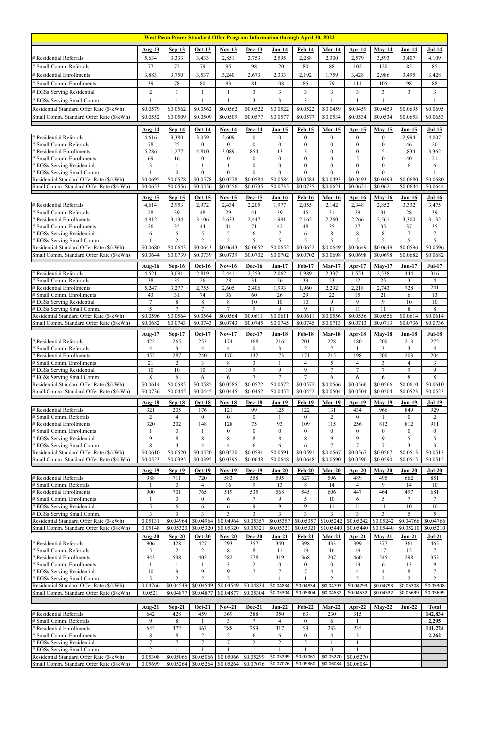# West Penn Power Standard Offer Program Information through April 30, 2022

| | Aug-13 | Sep-13 | Oct-13 | Nov-13 | Dec-13 | Jan-14 | Feb-14 | Mar-14 | Apr-14 | May-14 | Jun-14 | Jul-14 |
|---|---|---|---|---|---|---|---|---|---|---|---|---|
| # Residential Referrals | 5,634 | 3,333 | 3,433 | 2,851 | 2,753 | 2,595 | 2,288 | 2,300 | 2,579 | 3,593 | 3,407 | 4,109 |
| # Small Comm. Referrals | 77 | 72 | 79 | 95 | 98 | 120 | 80 | 88 | 102 | 120 | 82 | 85 |
| # Residential Enrollments | 3,883 | 3,750 | 3,537 | 3,240 | 2,673 | 2,333 | 2,192 | 1,759 | 3,428 | 2,986 | 3,495 | 3,428 |
| # Small Comm. Enrollments | 39 | 78 | 80 | 93 | 81 | 108 | 85 | 79 | 111 | 105 | 98 | 88 |
| # EGSs Serving Residential | 2 | 1 | 1 | 1 | 3 | 3 | 3 | 3 | 3 | 3 | 3 | 3 |
| # EGSs Serving Small Comm. | 1 | 1 | 1 | 1 | 3 | 3 | 1 | 1 | 1 | 1 | 1 | 1 |
| Residential Standard Offer Rate ($/kWh) | $0.0579 | $0.0562 | $0.0562 | $0.0562 | $0.0522 | $0.0522 | $0.0522 | $0.0459 | $0.0459 | $0.0459 | $0.0695 | $0.0695 |
| Small Comm. Standard Offer Rate ($/kWh) | $0.0552 | $0.0509 | $0.0509 | $0.0509 | $0.0577 | $0.0577 | $0.0577 | $0.0534 | $0.0534 | $0.0534 | $0.0653 | $0.0653 |
| | **Aug-14** | **Sep-14** | **Oct-14** | **Nov-14** | **Dec-14** | **Jan-15** | **Feb-15** | **Mar-15** | **Apr-15** | **May-15** | **Jun-15** | **Jul-15** |
| # Residential Referrals | 4,616 | 3,380 | 3,059 | 2,609 | 0 | 0 | 0 | 0 | 0 | 0 | 2,994 | 4,007 |
| # Small Comm. Referrals | 78 | 25 | 0 | 0 | 0 | 0 | 0 | 0 | 0 | 0 | 46 | 20 |
| # Residential Enrollments | 5,286 | 1,277 | 4,810 | 3,089 | 854 | 13 | 3 | 0 | 0 | 5 | 1,834 | 3,362 |
| # Small Comm. Enrollments | 69 | 16 | 0 | 0 | 0 | 0 | 0 | 0 | 5 | 0 | 40 | 21 |
| # EGSs Serving Residential | 3 | 1 | 1 | 1 | 0 | 0 | 0 | 0 | 0 | 0 | 6 | 6 |
| # EGSs Serving Small Comm. | 1 | 0 | 0 | 0 | 0 | 0 | 0 | 0 | 0 | 0 | 1 | 1 |
| Residential Standard Offer Rate ($/kWh) | $0.0695 | $0.0578 | $0.0578 | $0.0578 | $0.0584 | $0.0584 | $0.0584 | $0.0493 | $0.0493 | $0.0493 | $0.0680 | $0.0680 |
| Small Comm. Standard Offer Rate ($/kWh) | $0.0653 | $0.0556 | $0.0556 | $0.0556 | $0.0735 | $0.0735 | $0.0735 | $0.0621 | $0.0621 | $0.0621 | $0.0644 | $0.0644 |
| | **Aug-15** | **Sep-15** | **Oct-15** | **Nov-15** | **Dec-15** | **Jan-16** | **Feb-16** | **Mar-16** | **Apr-16** | **May-16** | **Jun-16** | **Jul-16** |
| # Residential Referrals | 4,614 | 2,953 | 2,972 | 2,434 | 2,205 | 1,977 | 2,055 | 2,142 | 2,348 | 2,852 | 3,332 | 3,475 |
| # Small Comm. Referrals | 28 | 39 | 48 | 29 | 41 | 39 | 45 | 31 | 29 | 31 | 28 | 39 |
| # Residential Enrollments | 4,912 | 3,134 | 3,106 | 2,633 | 2,447 | 1,991 | 2,162 | 2,260 | 2,266 | 2,561 | 3,300 | 3,132 |
| # Small Comm. Enrollments | 26 | 35 | 44 | 41 | 71 | 42 | 48 | 35 | 27 | 35 | 37 | 35 |
| # EGSs Serving Residential | 6 | 5 | 5 | 5 | 6 | 7 | 6 | 8 | 8 | 8 | 7 | 7 |
| # EGSs Serving Small Comm. | 1 | 2 | 2 | 2 | 5 | 5 | 5 | 5 | 5 | 5 | 5 | 5 |
| Residential Standard Offer Rate ($/kWh) | $0.0680 | $0.0643 | $0.0643 | $0.0643 | $0.0652 | $0.0652 | $0.0652 | $0.0649 | $0.0649 | $0.0649 | $0.0596 | $0.0596 |
| Small Comm. Standard Offer Rate ($/kWh) | $0.0644 | $0.0739 | $0.0739 | $0.0739 | $0.0702 | $0.0702 | $0.0702 | $0.0698 | $0.0698 | $0.0698 | $0.0682 | $0.0682 |
| | **Aug-16** | **Sep-16** | **Oct-16** | **Nov-16** | **Dec-16** | **Jan-17** | **Feb-17** | **Mar-17** | **Apr-17** | **May-17** | **Jun-17** | **Jul-17** |
| # Residential Referrals | 4,521 | 3,091 | 2,819 | 2,441 | 2,253 | 2,062 | 1,989 | 2,337 | 1,551 | 2,538 | 444 | 316 |
| # Small Comm. Referrals | 38 | 35 | 26 | 28 | 31 | 26 | 33 | 23 | 12 | 25 | 3 | 4 |
| # Residential Enrollments | 5,247 | 3,277 | 2,755 | 2,605 | 2,406 | 1,993 | 1,960 | 2,292 | 2,218 | 2,743 | 728 | 241 |
| # Small Comm. Enrollments | 43 | 31 | 74 | 36 | 60 | 26 | 29 | 22 | 15 | 21 | 6 | 13 |
| # EGSs Serving Residential | 7 | 8 | 8 | 8 | 10 | 10 | 10 | 9 | 9 | 9 | 10 | 10 |
| # EGSs Serving Small Comm. | 5 | 7 | 7 | 7 | 9 | 9 | 9 | 11 | 11 | 11 | 8 | 8 |
| Residential Standard Offer Rate ($/kWh) | $0.0596 | $0.0564 | $0.0564 | $0.0564 | $0.0611 | $0.0611 | $0.0611 | $0.0556 | $0.0556 | $0.0556 | $0.0614 | $0.0614 |
| Small Comm. Standard Offer Rate ($/kWh) | $0.0682 | $0.0743 | $0.0743 | $0.0743 | $0.0745 | $0.0745 | $0.0745 | $0.0713 | $0.0713 | $0.0713 | $0.0736 | $0.0736 |
| | **Aug-17** | **Sep-17** | **Oct-17** | **Nov-17** | **Dec-17** | **Jan-18** | **Feb-18** | **Mar-18** | **Apr-18** | **May-18** | **Jun-18** | **Jul-18** |
| # Residential Referrals | 422 | 265 | 253 | 174 | 168 | 216 | 201 | 228 | 180 | 200 | 213 | 272 |
| # Small Comm. Referrals | 4 | 3 | 4 | 4 | 0 | 3 | 2 | 7 | 1 | 3 | 3 | 4 |
| # Residential Enrollments | 452 | 287 | 240 | 170 | 132 | 173 | 171 | 215 | 198 | 200 | 203 | 204 |
| # Small Comm. Enrollments | 21 | 2 | 3 | 8 | 3 | 1 | 4 | 5 | 4 | 3 | 4 | 3 |
| # EGSs Serving Residential | 10 | 10 | 10 | 10 | 9 | 9 | 9 | 7 | 7 | 7 | 9 | 9 |
| # EGSs Serving Small Comm. | 8 | 6 | 6 | 6 | 7 | 7 | 7 | 6 | 6 | 6 | 8 | 8 |
| Residential Standard Offer Rate ($/kWh) | $0.0614 | $0.0585 | $0.0585 | $0.0585 | $0.0572 | $0.0572 | $0.0572 | $0.0566 | $0.0566 | $0.0566 | $0.0610 | $0.0610 |
| Small Comm. Standard Offer Rate ($/kWh) | $0.0736 | $0.0445 | $0.0445 | $0.0445 | $0.0452 | $0.0452 | $0.0452 | $0.0504 | $0.0504 | $0.0504 | $0.0523 | $0.0523 |
| | **Aug-18** | **Sep-18** | **Oct-18** | **Nov-18** | **Dec-18** | **Jan-19** | **Feb-19** | **Mar-19** | **Apr-19** | **May-19** | **Jun-19** | **Jul-19** |
| # Residential Referrals | 321 | 205 | 176 | 121 | 99 | 125 | 122 | 131 | 434 | 966 | 849 | 929 |
| # Small Comm. Referrals | 2 | 4 | 0 | 0 | 0 | 1 | 0 | 2 | 0 | 1 | 0 | 2 |
| # Residential Enrollments | 320 | 202 | 148 | 128 | 75 | 93 | 109 | 115 | 256 | 812 | 812 | 911 |
| # Small Comm. Enrollments | 1 | 0 | 1 | 0 | 0 | 0 | 0 | 0 | 0 | 0 | 0 | 0 |
| # EGSs Serving Residential | 9 | 8 | 8 | 8 | 8 | 8 | 8 | 9 | 9 | 9 | 5 | 5 |
| # EGSs Serving Small Comm. | 8 | 4 | 4 | 4 | 6 | 6 | 6 | 7 | 7 | 7 | 3 | 3 |
| Residential Standard Offer Rate ($/kWh) | $0.0610 | $0.0520 | $0.0520 | $0.0520 | $0.0591 | $0.0591 | $0.0591 | $0.0567 | $0.0567 | $0.0567 | $0.0513 | $0.0513 |
| Small Comm. Standard Offer Rate ($/kWh) | $0.0523 | $0.0395 | $0.0395 | $0.0395 | $0.0648 | $0.0648 | $0.0648 | $0.0590 | $0.0590 | $0.0590 | $0.0515 | $0.0515 |
| | **Aug-19** | **Sep-19** | **Oct-19** | **Nov-19** | **Dec-19** | **Jan-20** | **Feb-20** | **Mar-20** | **Apr-20** | **May-20** | **Jun-20** | **Jul-20** |
| # Residential Referrals | 988 | 711 | 720 | 583 | 558 | 595 | 627 | 596 | 489 | 495 | 662 | 851 |
| # Small Comm. Referrals | 1 | 0 | 4 | 16 | 9 | 13 | 8 | 14 | 4 | 9 | 14 | 10 |
| # Residential Enrollments | 900 | 701 | 765 | 519 | 535 | 568 | 545 | 606 | 447 | 464 | 497 | 681 |
| # Small Comm. Enrollments | 1 | 0 | 0 | 6 | 7 | 9 | 5 | 10 | 6 | 5 | 7 | 7 |
| # EGSs Serving Residential | 5 | 6 | 6 | 6 | 9 | 9 | 9 | 11 | 11 | 11 | 10 | 10 |
| # EGSs Serving Small Comm. | 3 | 3 | 3 | 3 | 3 | 3 | 3 | 3 | 3 | 3 | 5 | 5 |
| Residential Standard Offer Rate ($/kWh) | 0.05131 | $0.04964 | $0.04964 | $0.04964 | $0.05357 | $0.05357 | $0.05357 | $0.05242 | $0.05242 | $0.05242 | $0.04766 | $0.04766 |
| Small Comm. Standard Offer Rate ($/kWh) | 0.05148 | $0.05320 | $0.05320 | $0.05320 | $0.05321 | $0.05321 | $0.05321 | $0.05440 | $0.05440 | $0.05440 | $0.05210 | $0.05210 |
| | **Aug-20** | **Sep-20** | **Oct-20** | **Nov-20** | **Dec-20** | **Jan-21** | **Feb-21** | **Mar-21** | **Apr-21** | **May-21** | **Jun-21** | **Jul-21** |
| # Residential Referrals | 906 | 428 | 427 | 293 | 357 | 340 | 398 | 433 | 399 | 377 | 361 | 465 |
| # Small Comm. Referrals | 5 | 2 | 2 | 8 | 8 | 11 | 19 | 16 | 19 | 17 | 12 | 7 |
| # Residential Enrollments | 943 | 538 | 402 | 282 | 278 | 319 | 368 | 207 | 460 | 545 | 298 | 353 |
| # Small Comm. Enrollments | 1 | 1 | 1 | 3 | 2 | 0 | 0 | 0 | 13 | 6 | 13 | 9 |
| # EGSs Serving Residential | 10 | 9 | 9 | 9 | 7 | 7 | 7 | 4 | 4 | 4 | 8 | 7 |
| # EGSs Serving Small Comm. | 5 | 2 | 2 | 2 | 1 | 1 | 1 | 2 | 2 | 2 | 2 | 2 |
| Residential Standard Offer Rate ($/kWh) | 0.04766 | $0.04549 | $0.04549 | $0.04549 | $0.04834 | $0.04834 | $0.04834 | $0.04793 | $0.04793 | $0.04793 | $0.05308 | $0.05308 |
| Small Comm. Standard Offer Rate ($/kWh) | 0.0521 | $0.04877 | $0.04877 | $0.04877 | $0.05304 | $0.05304 | $0.05304 | $0.04532 | $0.04532 | $0.04532 | $0.05699 | $0.05699 |
| | **Aug-21** | **Sep-21** | **Oct-21** | **Nov-21** | **Dec-21** | **Jan-22** | **Feb-22** | **Mar-22** | **Apr-22** | **May-22** | **Jun-22** | **Total** |
| # Residential Referrals | 642 | 428 | 459 | 369 | 388 | 350 | 63 | 230 | 315 | | | **142,834** |
| # Small Comm. Referrals | 9 | 8 | 1 | 3 | 7 | 4 | 0 | 6 | 1 | | | **2,295** |
| # Residential Enrollments | 645 | 372 | 363 | 288 | 259 | 317 | 59 | 233 | 235 | | | **141,224** |
| # Small Comm. Enrollments | 8 | 8 | 2 | 2 | 6 | 6 | 0 | 4 | 3 | | | **2,262** |
| # EGSs Serving Residential | 7 | 7 | 7 | 7 | 2 | 2 | 2 | 1 | 1 | | | |
| # EGSs Serving Small Comm. | 2 | 1 | 1 | 1 | 1 | 1 | 1 | 0 | 1 | | | |
| Residential Standard Offer Rate ($/kWh) | 0.05308 | $0.05066 | $0.05066 | $0.05066 | $0.05299 | $0.05299 | $0.07061 | $0.05270 | $0.05270 | | | |
| Small Comm. Standard Offer Rate ($/kWh) | 0.05699 | $0.05264 | $0.05264 | $0.05264 | $0.07076 | $0.07076 | $0.09360 | $0.06084 | $0.06084 | | | |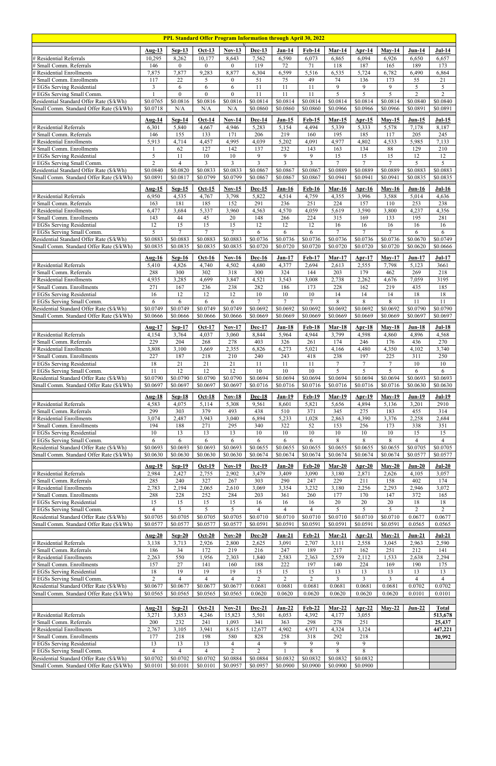## PPL Standard Offer Program Information through April 30, 2022

| | Aug-13 | Sep-13 | Oct-13 | Nov-13 | Dec-13 | Jan-14 | Feb-14 | Mar-14 | Apr-14 | May-14 | Jun-14 | Jul-14 |
|---|---|---|---|---|---|---|---|---|---|---|---|---|
| # Residential Referrals | 10,295 | 8,262 | 10,177 | 8,643 | 7,562 | 6,590 | 6,073 | 6,865 | 6,094 | 6,926 | 6,650 | 6,657 |
| # Small Comm. Referrals | 146 | 0 | 0 | 0 | 119 | 72 | 71 | 118 | 187 | 165 | 189 | 173 |
| # Residential Enrollments | 7,875 | 7,877 | 9,283 | 8,877 | 6,304 | 6,599 | 5,516 | 6,535 | 5,724 | 6,782 | 6,490 | 6,864 |
| # Small Comm. Enrollments | 117 | 22 | 5 | 0 | 51 | 75 | 49 | 74 | 136 | 173 | 55 | 21 |
| # EGSs Serving Residential | 3 | 6 | 6 | 6 | 11 | 11 | 11 | 9 | 9 | 9 | 5 | 5 |
| # EGSs Serving Small Comm. | 1 | 0 | 0 | 0 | 11 | 11 | 11 | 5 | 5 | 5 | 2 | 2 |
| Residential Standard Offer Rate ($/kWh) | $0.0765 | $0.0816 | $0.0816 | $0.0816 | $0.0814 | $0.0814 | $0.0814 | $0.0814 | $0.0814 | $0.0814 | $0.0840 | $0.0840 |
| Small Comm. Standard Offer Rate ($/kWh) | $0.0718 | N/A | N/A | N/A | $0.0860 | $0.0860 | $0.0860 | $0.0966 | $0.0966 | $0.0966 | $0.0891 | $0.0891 |

| | Aug-14 | Sep-14 | Oct-14 | Nov-14 | Dec-14 | Jan-15 | Feb-15 | Mar-15 | Apr-15 | May-15 | Jun-15 | Jul-15 |
|---|---|---|---|---|---|---|---|---|---|---|---|---|
| # Residential Referrals | 6,301 | 5,840 | 4,667 | 4,946 | 5,283 | 5,154 | 4,494 | 5,339 | 5,333 | 5,578 | 7,178 | 8,187 |
| # Small Comm. Referrals | 146 | 155 | 133 | 171 | 206 | 219 | 160 | 195 | 185 | 117 | 205 | 245 |
| # Residential Enrollments | 5,913 | 4,714 | 4,457 | 4,995 | 4,039 | 5,202 | 4,091 | 4,977 | 4,802 | 4,533 | 5,985 | 7,133 |
| # Small Comm. Enrollments | 1 | 62 | 127 | 142 | 137 | 232 | 143 | 163 | 134 | 88 | 129 | 210 |
| # EGSs Serving Residential | 5 | 11 | 10 | 10 | 9 | 9 | 9 | 15 | 15 | 15 | 12 | 12 |
| # EGSs Serving Small Comm. | 2 | 4 | 3 | 3 | 3 | 3 | 3 | 7 | 7 | 7 | 5 | 5 |
| Residential Standard Offer Rate ($/kWh) | $0.0840 | $0.0820 | $0.0833 | $0.0833 | $0.0867 | $0.0867 | $0.0867 | $0.0889 | $0.0889 | $0.0889 | $0.0883 | $0.0883 |
| Small Comm. Standard Offer Rate ($/kWh) | $0.0891 | $0.0817 | $0.0799 | $0.0799 | $0.0867 | $0.0867 | $0.0867 | $0.0941 | $0.0941 | $0.0941 | $0.0835 | $0.0835 |

| | Aug-15 | Sep-15 | Oct-15 | Nov-15 | Dec-15 | Jan-16 | Feb-16 | Mar-16 | Apr-16 | May-16 | Jun-16 | Jul-16 |
|---|---|---|---|---|---|---|---|---|---|---|---|---|
| # Residential Referrals | 6,950 | 4,535 | 4,767 | 3,798 | 5,822 | 4,514 | 4,759 | 4,355 | 3,996 | 3,588 | 5,014 | 4,636 |
| # Small Comm. Referrals | 163 | 181 | 185 | 152 | 291 | 236 | 251 | 224 | 157 | 110 | 253 | 238 |
| # Residential Enrollments | 6,477 | 3,684 | 5,337 | 3,960 | 4,563 | 4,570 | 4,059 | 5,619 | 3,590 | 3,800 | 4,237 | 4,356 |
| # Small Comm. Enrollments | 143 | 44 | 45 | 20 | 148 | 266 | 224 | 315 | 169 | 133 | 195 | 281 |
| # EGSs Serving Residential | 12 | 15 | 15 | 15 | 12 | 12 | 12 | 16 | 16 | 16 | 16 | 16 |
| # EGSs Serving Small Comm. | 5 | 7 | 7 | 7 | 6 | 6 | 6 | 7 | 7 | 7 | 6 | 6 |
| Residential Standard Offer Rate ($/kWh) | $0.0883 | $0.0883 | $0.0883 | $0.0883 | $0.0736 | $0.0736 | $0.0736 | $0.0736 | $0.0736 | $0.0736 | $0.0670 | $0.0749 |
| Small Comm. Standard Offer Rate ($/kWh) | $0.0835 | $0.0835 | $0.0835 | $0.0835 | $0.0720 | $0.0720 | $0.0720 | $0.0720 | $0.0720 | $0.0720 | $0.0620 | $0.0666 |

| | Aug-16 | Sep-16 | Oct-16 | Nov-16 | Dec-16 | Jan-17 | Feb-17 | Mar-17 | Apr-17 | May-17 | Jun-17 | Jul-17 |
|---|---|---|---|---|---|---|---|---|---|---|---|---|
| # Residential Referrals | 5,410 | 4,826 | 4,740 | 4,502 | 4,680 | 4,377 | 2,694 | 2,613 | 2,555 | 7,798 | 5,123 | 3661 |
| # Small Comm. Referrals | 288 | 300 | 302 | 318 | 300 | 324 | 144 | 203 | 179 | 462 | 269 | 218 |
| # Residential Enrollments | 4,935 | 3,285 | 4,699 | 3,847 | 4,521 | 3,543 | 3,008 | 2,738 | 2,262 | 4,676 | 7,059 | 3195 |
| # Small Comm. Enrollments | 271 | 167 | 236 | 238 | 282 | 186 | 173 | 228 | 162 | 219 | 435 | 185 |
| # EGSs Serving Residential | 16 | 12 | 12 | 12 | 10 | 10 | 10 | 14 | 14 | 14 | 18 | 18 |
| # EGSs Serving Small Comm. | 6 | 6 | 6 | 6 | 7 | 7 | 7 | 8 | 8 | 8 | 11 | 11 |
| Residential Standard Offer Rate ($/kWh) | $0.0749 | $0.0749 | $0.0749 | $0.0749 | $0.0692 | $0.0692 | $0.0692 | $0.0692 | $0.0692 | $0.0692 | $0.0790 | $0.0790 |
| Small Comm. Standard Offer Rate ($/kWh) | $0.0666 | $0.0666 | $0.0666 | $0.0666 | $0.0669 | $0.0669 | $0.0669 | $0.0669 | $0.0669 | $0.0669 | $0.0697 | $0.0697 |

| | Aug-17 | Sep-17 | Oct-17 | Nov-17 | Dec-17 | Jan-18 | Feb-18 | Mar-18 | Apr-18 | May-18 | Jun-18 | Jul-18 |
|---|---|---|---|---|---|---|---|---|---|---|---|---|
| # Residential Referrals | 4,154 | 3,764 | 4,037 | 3,060 | 8,844 | 5,964 | 4,944 | 3,799 | 4,598 | 4,860 | 4,896 | 4,568 |
| # Small Comm. Referrals | 229 | 204 | 268 | 278 | 403 | 326 | 261 | 174 | 246 | 176 | 436 | 270 |
| # Residential Enrollments | 3,808 | 3,100 | 3,669 | 2,355 | 6,826 | 6,273 | 5,021 | 4,166 | 4,480 | 4,350 | 4,102 | 3,740 |
| # Small Comm. Enrollments | 227 | 187 | 218 | 210 | 240 | 243 | 418 | 238 | 197 | 225 | 311 | 250 |
| # EGSs Serving Residential | 18 | 21 | 21 | 21 | 11 | 11 | 11 | 7 | 7 | 7 | 10 | 10 |
| # EGSs Serving Small Comm. | 11 | 12 | 12 | 12 | 10 | 10 | 10 | 5 | 5 | 5 | 6 | 6 |
| Residential Standard Offer Rate ($/kWh) | $0.0790 | $0.0790 | $0.0790 | $0.0790 | $0.0694 | $0.0694 | $0.0694 | $0.0694 | $0.0694 | $0.0694 | $0.0693 | $0.0693 |
| Small Comm. Standard Offer Rate ($/kWh) | $0.0697 | $0.0697 | $0.0697 | $0.0697 | $0.0716 | $0.0716 | $0.0716 | $0.0716 | $0.0716 | $0.0716 | $0.0630 | $0.0630 |

| | Aug-18 | Sep-18 | Oct-18 | Nov-18 | Dec-18 | Jan-19 | Feb-19 | Mar-19 | Apr-19 | May-19 | Jun-19 | Jul-19 |
|---|---|---|---|---|---|---|---|---|---|---|---|---|
| # Residential Referrals | 4,583 | 4,075 | 5,114 | 5,308 | 9,561 | 8,601 | 5,821 | 5,656 | 4,894 | 5,136 | 3,201 | 2910 |
| # Small Comm. Referrals | 299 | 303 | 379 | 493 | 438 | 510 | 371 | 345 | 275 | 183 | 455 | 314 |
| # Residential Enrollments | 3,074 | 2,487 | 3,943 | 3,040 | 6,894 | 5,233 | 1,028 | 2,863 | 4,390 | 3,376 | 2,258 | 2,684 |
| # Small Comm. Enrollments | 194 | 188 | 271 | 295 | 340 | 322 | 52 | 153 | 256 | 173 | 338 | 351 |
| # EGSs Serving Residential | 10 | 13 | 13 | 13 | 10 | 10 | 10 | 10 | 10 | 10 | 15 | 15 |
| # EGSs Serving Small Comm. | 6 | 6 | 6 | 6 | 6 | 6 | 6 | 8 | 8 | 8 | 4 | 4 |
| Residential Standard Offer Rate ($/kWh) | $0.0693 | $0.0693 | $0.0693 | $0.0693 | $0.0655 | $0.0655 | $0.0655 | $0.0655 | $0.0655 | $0.0655 | $0.0705 | $0.0705 |
| Small Comm. Standard Offer Rate ($/kWh) | $0.0630 | $0.0630 | $0.0630 | $0.0630 | $0.0674 | $0.0674 | $0.0674 | $0.0674 | $0.0674 | $0.0674 | $0.0577 | $0.0577 |

| | Aug-19 | Sep-19 | Oct-19 | Nov-19 | Dec-19 | Jan-20 | Feb-20 | Mar-20 | Apr-20 | May-20 | Jun-20 | Jul-20 |
|---|---|---|---|---|---|---|---|---|---|---|---|---|
| # Residential Referrals | 2,984 | 2,427 | 2,755 | 2,902 | 3,479 | 3,409 | 3,090 | 3,180 | 2,871 | 2,626 | 4,105 | 3,057 |
| # Small Comm. Referrals | 285 | 240 | 327 | 267 | 303 | 290 | 247 | 229 | 211 | 158 | 402 | 174 |
| # Residential Enrollments | 2,783 | 2,194 | 2,065 | 2,610 | 3,069 | 3,354 | 3,232 | 3,180 | 2,256 | 2,293 | 2,946 | 3,072 |
| # Small Comm. Enrollments | 288 | 228 | 252 | 284 | 203 | 361 | 260 | 177 | 170 | 147 | 372 | 165 |
| # EGSs Serving Residential | 15 | 15 | 15 | 15 | 16 | 16 | 16 | 20 | 20 | 20 | 18 | 18 |
| # EGSs Serving Small Comm. | 4 | 5 | 5 | 5 | 4 | 4 | 4 | 5 | 5 | 5 | 2 | 2 |
| Residential Standard Offer Rate ($/kWh) | $0.0705 | $0.0705 | $0.0705 | $0.0705 | $0.0710 | $0.0710 | $0.0710 | $0.0710 | $0.0710 | $0.0710 | $0.0677 | $0.0677 |
| Small Comm. Standard Offer Rate ($/kWh) | $0.0577 | $0.0577 | $0.0577 | $0.0577 | $0.0591 | $0.0591 | $0.0591 | $0.0591 | $0.0591 | $0.0591 | $0.0565 | $0.0565 |

| | Aug-20 | Sep-20 | Oct-20 | Nov-20 | Dec-20 | Jan-21 | Feb-21 | Mar-21 | Apr-21 | May-21 | Jun-21 | Jul-21 |
|---|---|---|---|---|---|---|---|---|---|---|---|---|
| # Residential Referrals | 3,138 | 3,713 | 2,926 | 2,800 | 2,625 | 3,091 | 2,707 | 3,111 | 2,558 | 3,045 | 2,963 | 2,590 |
| # Small Comm. Referrals | 186 | 34 | 172 | 219 | 216 | 247 | 189 | 217 | 162 | 251 | 212 | 141 |
| # Residential Enrollments | 2,263 | 550 | 1,956 | 2,303 | 1,840 | 2,583 | 2,363 | 2,559 | 2,112 | 1,533 | 2,638 | 2,294 |
| # Small Comm. Enrollments | 157 | 27 | 141 | 160 | 188 | 222 | 197 | 140 | 224 | 169 | 190 | 175 |
| # EGSs Serving Residential | 18 | 19 | 19 | 19 | 15 | 15 | 15 | 13 | 13 | 13 | 13 | 13 |
| # EGSs Serving Small Comm. | 2 | 4 | 4 | 4 | 2 | 2 | 2 | 3 | 3 | 3 | 4 | 4 |
| Residential Standard Offer Rate ($/kWh) | $0.0677 | $0.0677 | $0.0677 | $0.0677 | 0.0681 | 0.0681 | 0.0681 | 0.0681 | 0.0681 | 0.0681 | 0.0702 | 0.0702 |
| Small Comm. Standard Offer Rate ($/kWh) | $0.0565 | $0.0565 | $0.0565 | $0.0565 | 0.0620 | 0.0620 | 0.0620 | 0.0620 | 0.0620 | 0.0620 | 0.0101 | 0.0101 |

| | Aug-21 | Sep-21 | Oct-21 | Nov-21 | Dec-21 | Jan-22 | Feb-22 | Mar-22 | Apr-22 | May-22 | Jun-22 | Total |
|---|---|---|---|---|---|---|---|---|---|---|---|---|
| # Residential Referrals | 3,271 | 3,853 | 4,246 | 15,823 | 5,501 | 6,053 | 4,392 | 4,177 | 3,055 | | | **513,678** |
| # Small Comm. Referrals | 200 | 232 | 241 | 1,093 | 341 | 363 | 298 | 278 | 251 | | | **25,437** |
| # Residential Enrollments | 2,767 | 3,105 | 3,941 | 8,615 | 12,677 | 4,902 | 4,971 | 4,324 | 3,124 | | | **447,221** |
| # Small Comm. Enrollments | 177 | 218 | 198 | 580 | 828 | 258 | 318 | 292 | 218 | | | **20,992** |
| # EGSs Serving Residential | 13 | 13 | 13 | 4 | 4 | 9 | 9 | 9 | 9 | | | |
| # EGSs Serving Small Comm. | 4 | 4 | 4 | 2 | 2 | 1 | 8 | 8 | 8 | | | |
| Residential Standard Offer Rate ($/kWh) | $0.0702 | $0.0702 | $0.0702 | $0.0884 | $0.0884 | $0.0832 | $0.0832 | $0.0832 | $0.0832 | | | |
| Small Comm. Standard Offer Rate ($/kWh) | $0.0101 | $0.0101 | $0.0101 | $0.0957 | $0.0957 | $0.0900 | $0.0900 | $0.0900 | $0.0900 | | | |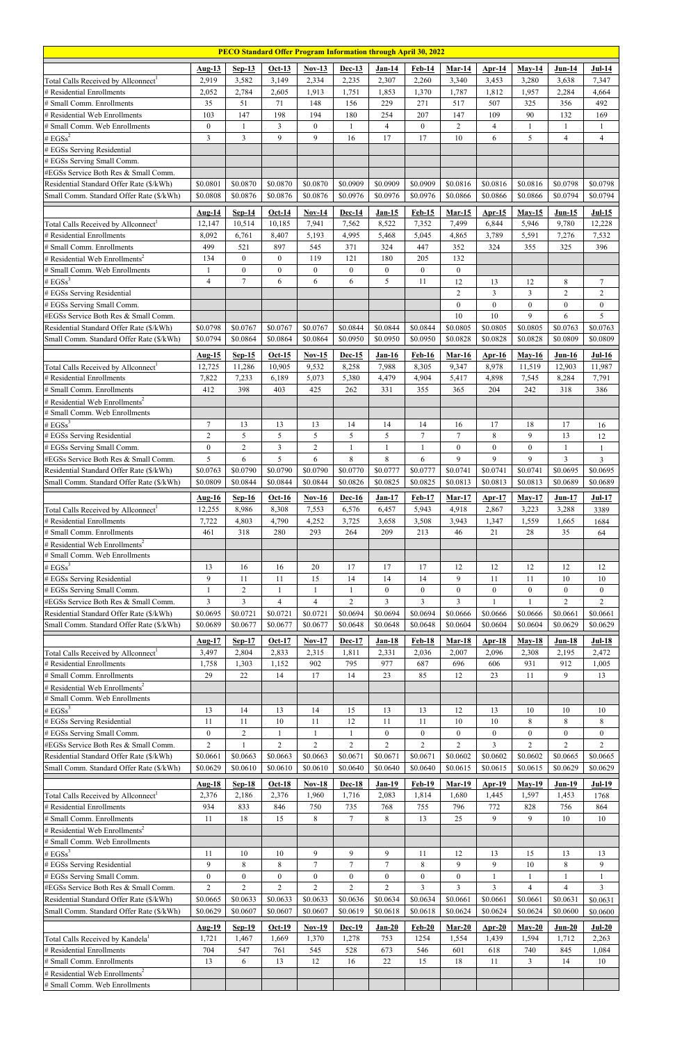**PECO Standard Offer Program Information through April 30, 2022**

| | Aug-13 | Sep-13 | Oct-13 | Nov-13 | Dec-13 | Jan-14 | Feb-14 | Mar-14 | Apr-14 | May-14 | Jun-14 | Jul-14 |
|---|---|---|---|---|---|---|---|---|---|---|---|---|
| Total Calls Received by Allconnect[1] | 2,919 | 3,582 | 3,149 | 2,334 | 2,235 | 2,307 | 2,260 | 3,340 | 3,453 | 3,280 | 3,638 | 7,347 |
| # Residential Enrollments | 2,052 | 2,784 | 2,605 | 1,913 | 1,751 | 1,853 | 1,370 | 1,787 | 1,812 | 1,957 | 2,284 | 4,664 |
| # Small Comm. Enrollments | 35 | 51 | 71 | 148 | 156 | 229 | 271 | 517 | 507 | 325 | 356 | 492 |
| # Residential Web Enrollments | 103 | 147 | 198 | 194 | 180 | 254 | 207 | 147 | 109 | 90 | 132 | 169 |
| # Small Comm. Web Enrollments | 0 | 1 | 3 | 0 | 1 | 4 | 0 | 2 | 4 | 1 | 1 | 1 |
| # EGSs[2] | 3 | 3 | 9 | 9 | 16 | 17 | 17 | 10 | 6 | 5 | 4 | 4 |
| # EGSs Serving Residential | | | | | | | | | | | | |
| # EGSs Serving Small Comm. | | | | | | | | | | | | |
| #EGSs Service Both Res & Small Comm. | | | | | | | | | | | | |
| Residential Standard Offer Rate ($/kWh) | $0.0801 | $0.0870 | $0.0870 | $0.0870 | $0.0909 | $0.0909 | $0.0909 | $0.0816 | $0.0816 | $0.0816 | $0.0798 | $0.0798 |
| Small Comm. Standard Offer Rate ($/kWh) | $0.0808 | $0.0876 | $0.0876 | $0.0876 | $0.0976 | $0.0976 | $0.0976 | $0.0866 | $0.0866 | $0.0866 | $0.0794 | $0.0794 |

| | Aug-14 | Sep-14 | Oct-14 | Nov-14 | Dec-14 | Jan-15 | Feb-15 | Mar-15 | Apr-15 | May-15 | Jun-15 | Jul-15 |
|---|---|---|---|---|---|---|---|---|---|---|---|---|
| Total Calls Received by Allconnect[1] | 12,147 | 10,514 | 10,185 | 7,941 | 7,562 | 8,522 | 7,352 | 7,499 | 6,844 | 5,946 | 9,780 | 12,228 |
| # Residential Enrollments | 8,092 | 6,761 | 8,407 | 5,193 | 4,995 | 5,468 | 5,045 | 4,865 | 3,789 | 5,591 | 7,276 | 7,532 |
| # Small Comm. Enrollments | 499 | 521 | 897 | 545 | 371 | 324 | 447 | 352 | 324 | 355 | 325 | 396 |
| # Residential Web Enrollments[2] | 134 | 0 | 0 | 119 | 121 | 180 | 205 | 132 | | | | |
| # Small Comm. Web Enrollments | 1 | 0 | 0 | 0 | 0 | 0 | 0 | 0 | | | | |
| # EGSs[3] | 4 | 7 | 6 | 6 | 6 | 5 | 11 | 12 | 13 | 12 | 8 | 7 |
| # EGSs Serving Residential | | | | | | | | 2 | 3 | 3 | 2 | 2 |
| # EGSs Serving Small Comm. | | | | | | | | 0 | 0 | 0 | 0 | 0 |
| #EGSs Service Both Res & Small Comm. | | | | | | | | 10 | 10 | 9 | 6 | 5 |
| Residential Standard Offer Rate ($/kWh) | $0.0798 | $0.0767 | $0.0767 | $0.0767 | $0.0844 | $0.0844 | $0.0844 | $0.0805 | $0.0805 | $0.0805 | $0.0763 | $0.0763 |
| Small Comm. Standard Offer Rate ($/kWh) | $0.0794 | $0.0864 | $0.0864 | $0.0864 | $0.0950 | $0.0950 | $0.0950 | $0.0828 | $0.0828 | $0.0828 | $0.0809 | $0.0809 |

| | Aug-15 | Sep-15 | Oct-15 | Nov-15 | Dec-15 | Jan-16 | Feb-16 | Mar-16 | Apr-16 | May-16 | Jun-16 | Jul-16 |
|---|---|---|---|---|---|---|---|---|---|---|---|---|
| Total Calls Received by Allconnect[1] | 12,725 | 11,286 | 10,905 | 9,532 | 8,258 | 7,988 | 8,305 | 9,347 | 8,978 | 11,519 | 12,903 | 11,987 |
| # Residential Enrollments | 7,822 | 7,233 | 6,189 | 5,073 | 5,380 | 4,479 | 4,904 | 5,417 | 4,898 | 7,545 | 8,284 | 7,791 |
| # Small Comm. Enrollments | 412 | 398 | 403 | 425 | 262 | 331 | 355 | 365 | 204 | 242 | 318 | 386 |
| # Residential Web Enrollments[2] | | | | | | | | | | | | |
| # Small Comm. Web Enrollments | | | | | | | | | | | | |
| # EGSs[3] | 7 | 13 | 13 | 13 | 14 | 14 | 14 | 16 | 17 | 18 | 17 | 16 |
| # EGSs Serving Residential | 2 | 5 | 5 | 5 | 5 | 5 | 7 | 7 | 8 | 9 | 13 | 12 |
| # EGSs Serving Small Comm. | 0 | 2 | 3 | 2 | 1 | 1 | 1 | 0 | 0 | 0 | 1 | 1 |
| #EGSs Service Both Res & Small Comm. | 5 | 6 | 5 | 6 | 8 | 8 | 6 | 9 | 9 | 9 | 3 | 3 |
| Residential Standard Offer Rate ($/kWh) | $0.0763 | $0.0790 | $0.0790 | $0.0790 | $0.0770 | $0.0777 | $0.0777 | $0.0741 | $0.0741 | $0.0741 | $0.0695 | $0.0695 |
| Small Comm. Standard Offer Rate ($/kWh) | $0.0809 | $0.0844 | $0.0844 | $0.0844 | $0.0826 | $0.0825 | $0.0825 | $0.0813 | $0.0813 | $0.0813 | $0.0689 | $0.0689 |

| | Aug-16 | Sep-16 | Oct-16 | Nov-16 | Dec-16 | Jan-17 | Feb-17 | Mar-17 | Apr-17 | May-17 | Jun-17 | Jul-17 |
|---|---|---|---|---|---|---|---|---|---|---|---|---|
| Total Calls Received by Allconnect[1] | 12,255 | 8,986 | 8,308 | 7,553 | 6,576 | 6,457 | 5,943 | 4,918 | 2,867 | 3,223 | 3,288 | 3389 |
| # Residential Enrollments | 7,722 | 4,803 | 4,790 | 4,252 | 3,725 | 3,658 | 3,508 | 3,943 | 1,347 | 1,559 | 1,665 | 1684 |
| # Small Comm. Enrollments | 461 | 318 | 280 | 293 | 264 | 209 | 213 | 46 | 21 | 28 | 35 | 64 |
| # Residential Web Enrollments[2] | | | | | | | | | | | | |
| # Small Comm. Web Enrollments | | | | | | | | | | | | |
| # EGSs[3] | 13 | 16 | 16 | 20 | 17 | 17 | 17 | 12 | 12 | 12 | 12 | 12 |
| # EGSs Serving Residential | 9 | 11 | 11 | 15 | 14 | 14 | 14 | 9 | 11 | 11 | 10 | 10 |
| # EGSs Serving Small Comm. | 1 | 2 | 1 | 1 | 1 | 0 | 0 | 0 | 0 | 0 | 0 | 0 |
| #EGSs Service Both Res & Small Comm. | 3 | 3 | 4 | 4 | 2 | 3 | 3 | 3 | 1 | 1 | 2 | 2 |
| Residential Standard Offer Rate ($/kWh) | $0.0695 | $0.0721 | $0.0721 | $0.0721 | $0.0694 | $0.0694 | $0.0694 | $0.0666 | $0.0666 | $0.0666 | $0.0661 | $0.0661 |
| Small Comm. Standard Offer Rate ($/kWh) | $0.0689 | $0.0677 | $0.0677 | $0.0677 | $0.0648 | $0.0648 | $0.0648 | $0.0604 | $0.0604 | $0.0604 | $0.0629 | $0.0629 |

| | Aug-17 | Sep-17 | Oct-17 | Nov-17 | Dec-17 | Jan-18 | Feb-18 | Mar-18 | Apr-18 | May-18 | Jun-18 | Jul-18 |
|---|---|---|---|---|---|---|---|---|---|---|---|---|
| Total Calls Received by Allconnect[1] | 3,497 | 2,804 | 2,833 | 2,315 | 1,811 | 2,331 | 2,036 | 2,007 | 2,096 | 2,308 | 2,195 | 2,472 |
| # Residential Enrollments | 1,758 | 1,303 | 1,152 | 902 | 795 | 977 | 687 | 696 | 606 | 931 | 912 | 1,005 |
| # Small Comm. Enrollments | 29 | 22 | 14 | 17 | 14 | 23 | 85 | 12 | 23 | 11 | 9 | 13 |
| # Residential Web Enrollments[2] | | | | | | | | | | | | |
| # Small Comm. Web Enrollments | | | | | | | | | | | | |
| # EGSs[3] | 13 | 14 | 13 | 14 | 15 | 13 | 13 | 12 | 13 | 10 | 10 | 10 |
| # EGSs Serving Residential | 11 | 11 | 10 | 11 | 12 | 11 | 11 | 10 | 10 | 8 | 8 | 8 |
| # EGSs Serving Small Comm. | 0 | 2 | 1 | 1 | 1 | 0 | 0 | 0 | 0 | 0 | 0 | 0 |
| #EGSs Service Both Res & Small Comm. | 2 | 1 | 2 | 2 | 2 | 2 | 2 | 2 | 3 | 2 | 2 | 2 |
| Residential Standard Offer Rate ($/kWh) | $0.0661 | $0.0663 | $0.0663 | $0.0663 | $0.0671 | $0.0671 | $0.0671 | $0.0602 | $0.0602 | $0.0602 | $0.0665 | $0.0665 |
| Small Comm. Standard Offer Rate ($/kWh) | $0.0629 | $0.0610 | $0.0610 | $0.0610 | $0.0640 | $0.0640 | $0.0640 | $0.0615 | $0.0615 | $0.0615 | $0.0629 | $0.0629 |

| | Aug-18 | Sep-18 | Oct-18 | Nov-18 | Dec-18 | Jan-19 | Feb-19 | Mar-19 | Apr-19 | May-19 | Jun-19 | Jul-19 |
|---|---|---|---|---|---|---|---|---|---|---|---|---|
| Total Calls Received by Allconnect[1] | 2,376 | 2,186 | 2,376 | 1,960 | 1,716 | 2,083 | 1,814 | 1,680 | 1,445 | 1,597 | 1,453 | 1768 |
| # Residential Enrollments | 934 | 833 | 846 | 750 | 735 | 768 | 755 | 796 | 772 | 828 | 756 | 864 |
| # Small Comm. Enrollments | 11 | 18 | 15 | 8 | 7 | 8 | 13 | 25 | 9 | 9 | 10 | 10 |
| # Residential Web Enrollments[2] | | | | | | | | | | | | |
| # Small Comm. Web Enrollments | | | | | | | | | | | | |
| # EGSs[3] | 11 | 10 | 10 | 9 | 9 | 9 | 11 | 12 | 13 | 15 | 13 | 13 |
| # EGSs Serving Residential | 9 | 8 | 8 | 7 | 7 | 7 | 8 | 9 | 9 | 10 | 8 | 9 |
| # EGSs Serving Small Comm. | 0 | 0 | 0 | 0 | 0 | 0 | 0 | 0 | 1 | 1 | 1 | 1 |
| #EGSs Service Both Res & Small Comm. | 2 | 2 | 2 | 2 | 2 | 2 | 3 | 3 | 3 | 4 | 4 | 3 |
| Residential Standard Offer Rate ($/kWh) | $0.0665 | $0.0633 | $0.0633 | $0.0633 | $0.0636 | $0.0634 | $0.0634 | $0.0661 | $0.0661 | $0.0661 | $0.0631 | $0.0631 |
| Small Comm. Standard Offer Rate ($/kWh) | $0.0629 | $0.0607 | $0.0607 | $0.0607 | $0.0619 | $0.0618 | $0.0618 | $0.0624 | $0.0624 | $0.0624 | $0.0600 | $0.0600 |

| | Aug-19 | Sep-19 | Oct-19 | Nov-19 | Dec-19 | Jan-20 | Feb-20 | Mar-20 | Apr-20 | May-20 | Jun-20 | Jul-20 |
|---|---|---|---|---|---|---|---|---|---|---|---|---|
| Total Calls Received by Kandela[1] | 1,721 | 1,467 | 1,669 | 1,370 | 1,278 | 753 | 1254 | 1,554 | 1,439 | 1,594 | 1,712 | 2,263 |
| # Residential Enrollments | 704 | 547 | 761 | 545 | 528 | 673 | 546 | 601 | 618 | 740 | 845 | 1,084 |
| # Small Comm. Enrollments | 13 | 6 | 13 | 12 | 16 | 22 | 15 | 18 | 11 | 3 | 14 | 10 |
| # Residential Web Enrollments[2] | | | | | | | | | | | | |
| # Small Comm. Web Enrollments | | | | | | | | | | | | |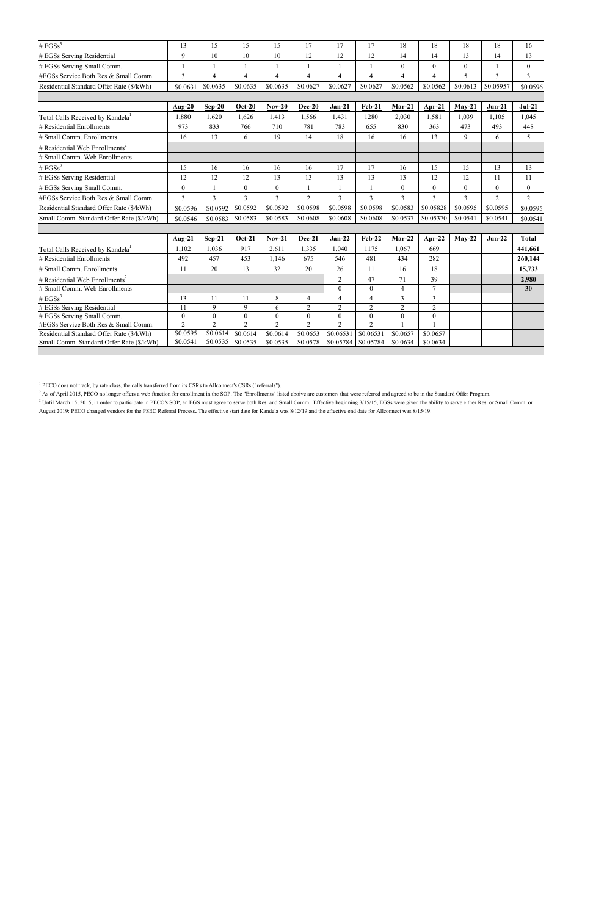| | | | | | | | | | | | | |
|---|---|---|---|---|---|---|---|---|---|---|---|---|
| # EGSs[3] | 13 | 15 | 15 | 15 | 17 | 17 | 17 | 18 | 18 | 18 | 18 | 16 |
| # EGSs Serving Residential | 9 | 10 | 10 | 10 | 12 | 12 | 12 | 14 | 14 | 13 | 14 | 13 |
| # EGSs Serving Small Comm. | 1 | 1 | 1 | 1 | 1 | 1 | 1 | 0 | 0 | 0 | 1 | 0 |
| #EGSs Service Both Res & Small Comm. | 3 | 4 | 4 | 4 | 4 | 4 | 4 | 4 | 4 | 5 | 3 | 3 |
| Residential Standard Offer Rate ($/kWh) | $0.0631 | $0.0635 | $0.0635 | $0.0635 | $0.0627 | $0.0627 | $0.0627 | $0.0562 | $0.0562 | $0.0613 | $0.05957 | $0.0596 |
| | | | | | | | | | | | | |
| | **Aug-20** | **Sep-20** | **Oct-20** | **Nov-20** | **Dec-20** | **Jan-21** | **Feb-21** | **Mar-21** | **Apr-21** | **May-21** | **Jun-21** | **Jul-21** |
| Total Calls Received by Kandela[1] | 1,880 | 1,620 | 1,626 | 1,413 | 1,566 | 1,431 | 1280 | 2,030 | 1,581 | 1,039 | 1,105 | 1,045 |
| # Residential Enrollments | 973 | 833 | 766 | 710 | 781 | 783 | 655 | 830 | 363 | 473 | 493 | 448 |
| # Small Comm. Enrollments | 16 | 13 | 6 | 19 | 14 | 18 | 16 | 16 | 13 | 9 | 6 | 5 |
| # Residential Web Enrollments[2] | | | | | | | | | | | | |
| # Small Comm. Web Enrollments | | | | | | | | | | | | |
| # EGSs[3] | 15 | 16 | 16 | 16 | 16 | 17 | 17 | 16 | 15 | 15 | 13 | 13 |
| # EGSs Serving Residential | 12 | 12 | 12 | 13 | 13 | 13 | 13 | 13 | 12 | 12 | 11 | 11 |
| # EGSs Serving Small Comm. | 0 | 1 | 0 | 0 | 1 | 1 | 1 | 0 | 0 | 0 | 0 | 0 |
| #EGSs Service Both Res & Small Comm. | 3 | 3 | 3 | 3 | 2 | 3 | 3 | 3 | 3 | 3 | 2 | 2 |
| Residential Standard Offer Rate ($/kWh) | $0.0596 | $0.0592 | $0.0592 | $0.0592 | $0.0598 | $0.0598 | $0.0598 | $0.0583 | $0.05828 | $0.0595 | $0.0595 | $0.0595 |
| Small Comm. Standard Offer Rate ($/kWh) | $0.0546 | $0.0583 | $0.0583 | $0.0583 | $0.0608 | $0.0608 | $0.0608 | $0.0537 | $0.05370 | $0.0541 | $0.0541 | $0.0541 |
| | | | | | | | | | | | | |
| | **Aug-21** | **Sep-21** | **Oct-21** | **Nov-21** | **Dec-21** | **Jan-22** | **Feb-22** | **Mar-22** | **Apr-22** | **May-22** | **Jun-22** | **Total** |
| Total Calls Received by Kandela[1] | 1,102 | 1,036 | 917 | 2,611 | 1,335 | 1,040 | 1175 | 1,067 | 669 | | | **441,661** |
| # Residential Enrollments | 492 | 457 | 453 | 1,146 | 675 | 546 | 481 | 434 | 282 | | | **260,144** |
| # Small Comm. Enrollments | 11 | 20 | 13 | 32 | 20 | 26 | 11 | 16 | 18 | | | **15,733** |
| # Residential Web Enrollments[2] | | | | | | 2 | 47 | 71 | 39 | | | **2,980** |
| # Small Comm. Web Enrollments | | | | | | 0 | 0 | 4 | 7 | | | **30** |
| # EGSs[3] | 13 | 11 | 11 | 8 | 4 | 4 | 4 | 3 | 3 | | | |
| # EGSs Serving Residential | 11 | 9 | 9 | 6 | 2 | 2 | 2 | 2 | 2 | | | |
| # EGSs Serving Small Comm. | 0 | 0 | 0 | 0 | 0 | 0 | 0 | 0 | 0 | | | |
| #EGSs Service Both Res & Small Comm. | 2 | 2 | 2 | 2 | 2 | 2 | 2 | 1 | 1 | | | |
| Residential Standard Offer Rate ($/kWh) | $0.0595 | $0.0614 | $0.0614 | $0.0614 | $0.0653 | $0.06531 | $0.06531 | $0.0657 | $0.0657 | | | |
| Small Comm. Standard Offer Rate ($/kWh) | $0.0541 | $0.0535 | $0.0535 | $0.0535 | $0.0578 | $0.05784 | $0.05784 | $0.0634 | $0.0634 | | | |

[1] PECO does not track, by rate class, the calls transferred from its CSRs to Allconnect's CSRs ("referrals").

[2] As of April 2015, PECO no longer offers a web function for enrollment in the SOP. The "Enrollments" listed aboive are customers that were referred and agreed to be in the Standard Offer Program.

[3] Until March 15, 2015, in order to participate in PECO's SOP, an EGS must agree to serve both Res. and Small Comm. Effective beginning 3/15/15, EGSs were given the ability to serve either Res. or Small Comm. or

August 2019: PECO changed vendors for the PSEC Referral Process**.** The effective start date for Kandela was 8/12/19 and the effective end date for Allconnect was 8/15/19.